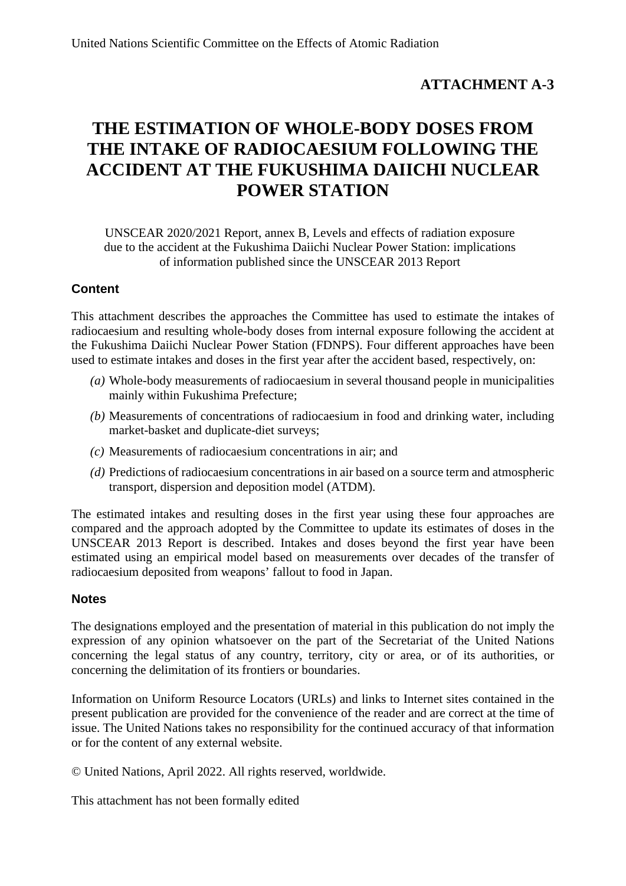United Nations Scientific Committee on the Effects of Atomic Radiation

**ATTACHMENT A-3**

# THE ESTIMATION OF WHOLE-BODY DOSES FROM THE INTAKE OF RADIOCAESIUM FOLLOWING THE ACCIDENT AT THE FUKUSHIMA DAIICHI NUCLEAR POWER STATION

UNSCEAR 2020/2021 Report, annex B, Levels and effects of radiation exposure due to the accident at the Fukushima Daiichi Nuclear Power Station: implications of information published since the UNSCEAR 2013 Report

## Content

This attachment describes the approaches the Committee has used to estimate the intakes of radiocaesium and resulting whole-body doses from internal exposure following the accident at the Fukushima Daiichi Nuclear Power Station (FDNPS). Four different approaches have been used to estimate intakes and doses in the first year after the accident based, respectively, on:

- *(a)* Whole-body measurements of radiocaesium in several thousand people in municipalities mainly within Fukushima Prefecture;
- *(b)* Measurements of concentrations of radiocaesium in food and drinking water, including market-basket and duplicate-diet surveys;
- *(c)* Measurements of radiocaesium concentrations in air; and
- *(d)* Predictions of radiocaesium concentrations in air based on a source term and atmospheric transport, dispersion and deposition model (ATDM).

The estimated intakes and resulting doses in the first year using these four approaches are compared and the approach adopted by the Committee to update its estimates of doses in the UNSCEAR 2013 Report is described. Intakes and doses beyond the first year have been estimated using an empirical model based on measurements over decades of the transfer of radiocaesium deposited from weapons' fallout to food in Japan.

## Notes

The designations employed and the presentation of material in this publication do not imply the expression of any opinion whatsoever on the part of the Secretariat of the United Nations concerning the legal status of any country, territory, city or area, or of its authorities, or concerning the delimitation of its frontiers or boundaries.

Information on Uniform Resource Locators (URLs) and links to Internet sites contained in the present publication are provided for the convenience of the reader and are correct at the time of issue. The United Nations takes no responsibility for the continued accuracy of that information or for the content of any external website.

© United Nations, April 2022. All rights reserved, worldwide.

This attachment has not been formally edited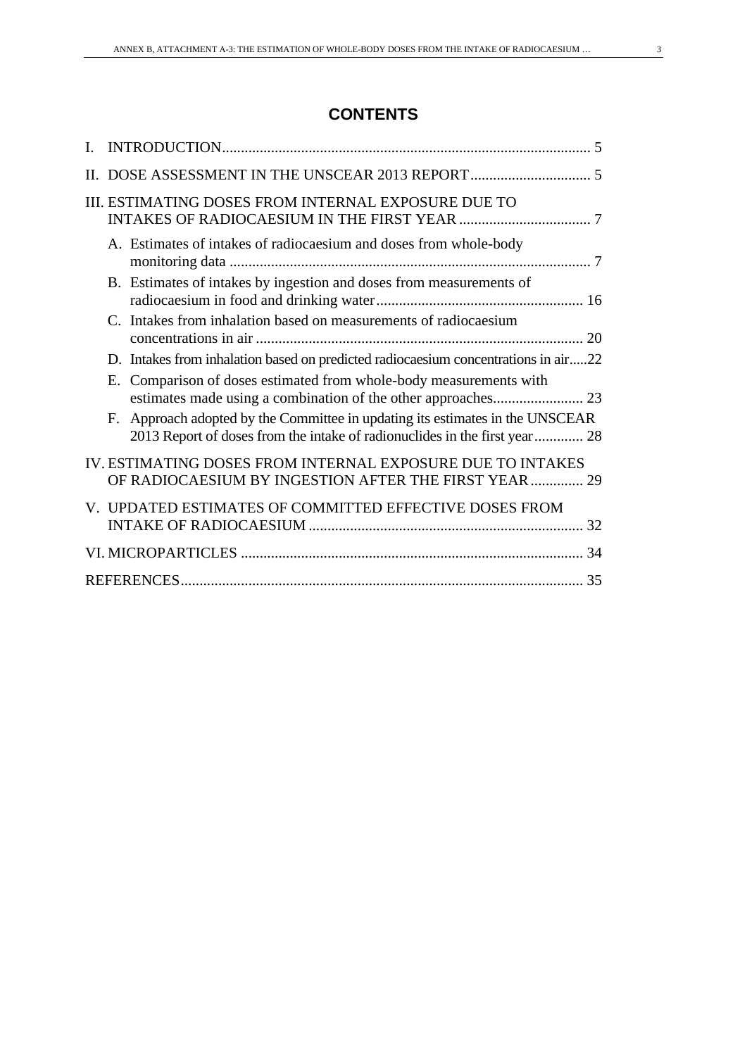# CONTENTS

I. INTRODUCTION ..... 5

II. DOSE ASSESSMENT IN THE UNSCEAR 2013 REPORT ..... 5

III. ESTIMATING DOSES FROM INTERNAL EXPOSURE DUE TO INTAKES OF RADIOCAESIUM IN THE FIRST YEAR ..... 7

- A. Estimates of intakes of radiocaesium and doses from whole-body monitoring data ..... 7
- B. Estimates of intakes by ingestion and doses from measurements of radiocaesium in food and drinking water ..... 16
- C. Intakes from inhalation based on measurements of radiocaesium concentrations in air ..... 20
- D. Intakes from inhalation based on predicted radiocaesium concentrations in air ..... 22
- E. Comparison of doses estimated from whole-body measurements with estimates made using a combination of the other approaches ..... 23
- F. Approach adopted by the Committee in updating its estimates in the UNSCEAR 2013 Report of doses from the intake of radionuclides in the first year ..... 28

IV. ESTIMATING DOSES FROM INTERNAL EXPOSURE DUE TO INTAKES OF RADIOCAESIUM BY INGESTION AFTER THE FIRST YEAR ..... 29

V. UPDATED ESTIMATES OF COMMITTED EFFECTIVE DOSES FROM INTAKE OF RADIOCAESIUM ..... 32

VI. MICROPARTICLES ..... 34

REFERENCES ..... 35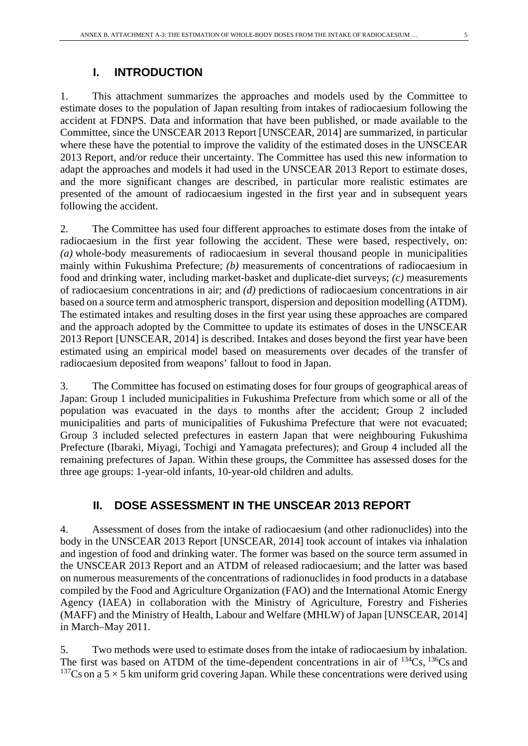# I. INTRODUCTION

1. This attachment summarizes the approaches and models used by the Committee to estimate doses to the population of Japan resulting from intakes of radiocaesium following the accident at FDNPS. Data and information that have been published, or made available to the Committee, since the UNSCEAR 2013 Report [UNSCEAR, 2014] are summarized, in particular where these have the potential to improve the validity of the estimated doses in the UNSCEAR 2013 Report, and/or reduce their uncertainty. The Committee has used this new information to adapt the approaches and models it had used in the UNSCEAR 2013 Report to estimate doses, and the more significant changes are described, in particular more realistic estimates are presented of the amount of radiocaesium ingested in the first year and in subsequent years following the accident.

2. The Committee has used four different approaches to estimate doses from the intake of radiocaesium in the first year following the accident. These were based, respectively, on: *(a)* whole-body measurements of radiocaesium in several thousand people in municipalities mainly within Fukushima Prefecture; *(b)* measurements of concentrations of radiocaesium in food and drinking water, including market-basket and duplicate-diet surveys; *(c)* measurements of radiocaesium concentrations in air; and *(d)* predictions of radiocaesium concentrations in air based on a source term and atmospheric transport, dispersion and deposition modelling (ATDM). The estimated intakes and resulting doses in the first year using these approaches are compared and the approach adopted by the Committee to update its estimates of doses in the UNSCEAR 2013 Report [UNSCEAR, 2014] is described. Intakes and doses beyond the first year have been estimated using an empirical model based on measurements over decades of the transfer of radiocaesium deposited from weapons' fallout to food in Japan.

3. The Committee has focused on estimating doses for four groups of geographical areas of Japan: Group 1 included municipalities in Fukushima Prefecture from which some or all of the population was evacuated in the days to months after the accident; Group 2 included municipalities and parts of municipalities of Fukushima Prefecture that were not evacuated; Group 3 included selected prefectures in eastern Japan that were neighbouring Fukushima Prefecture (Ibaraki, Miyagi, Tochigi and Yamagata prefectures); and Group 4 included all the remaining prefectures of Japan. Within these groups, the Committee has assessed doses for the three age groups: 1-year-old infants, 10-year-old children and adults.

# II. DOSE ASSESSMENT IN THE UNSCEAR 2013 REPORT

4. Assessment of doses from the intake of radiocaesium (and other radionuclides) into the body in the UNSCEAR 2013 Report [UNSCEAR, 2014] took account of intakes via inhalation and ingestion of food and drinking water. The former was based on the source term assumed in the UNSCEAR 2013 Report and an ATDM of released radiocaesium; and the latter was based on numerous measurements of the concentrations of radionuclides in food products in a database compiled by the Food and Agriculture Organization (FAO) and the International Atomic Energy Agency (IAEA) in collaboration with the Ministry of Agriculture, Forestry and Fisheries (MAFF) and the Ministry of Health, Labour and Welfare (MHLW) of Japan [UNSCEAR, 2014] in March–May 2011.

5. Two methods were used to estimate doses from the intake of radiocaesium by inhalation. The first was based on ATDM of the time-dependent concentrations in air of $^{134}$Cs, $^{136}$Cs and $^{137}$Cs on a $5 \times 5$ km uniform grid covering Japan. While these concentrations were derived using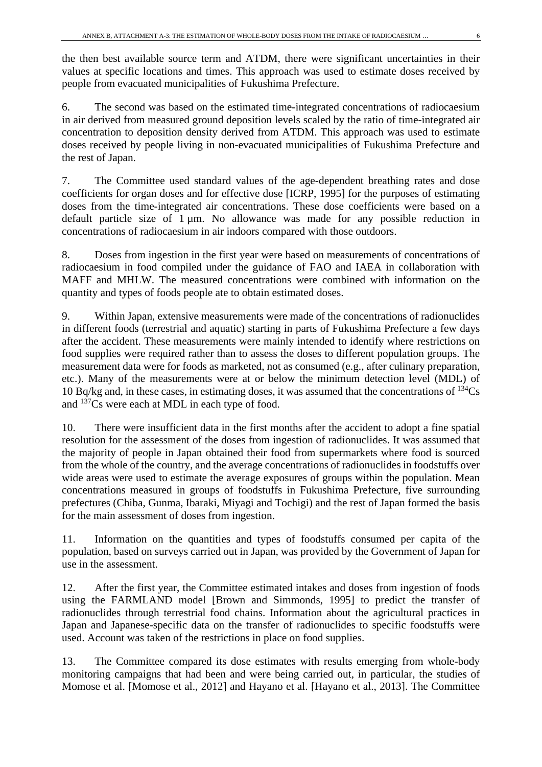the then best available source term and ATDM, there were significant uncertainties in their values at specific locations and times. This approach was used to estimate doses received by people from evacuated municipalities of Fukushima Prefecture.

6. The second was based on the estimated time-integrated concentrations of radiocaesium in air derived from measured ground deposition levels scaled by the ratio of time-integrated air concentration to deposition density derived from ATDM. This approach was used to estimate doses received by people living in non-evacuated municipalities of Fukushima Prefecture and the rest of Japan.

7. The Committee used standard values of the age-dependent breathing rates and dose coefficients for organ doses and for effective dose [ICRP, 1995] for the purposes of estimating doses from the time-integrated air concentrations. These dose coefficients were based on a default particle size of 1 µm. No allowance was made for any possible reduction in concentrations of radiocaesium in air indoors compared with those outdoors.

8. Doses from ingestion in the first year were based on measurements of concentrations of radiocaesium in food compiled under the guidance of FAO and IAEA in collaboration with MAFF and MHLW. The measured concentrations were combined with information on the quantity and types of foods people ate to obtain estimated doses.

9. Within Japan, extensive measurements were made of the concentrations of radionuclides in different foods (terrestrial and aquatic) starting in parts of Fukushima Prefecture a few days after the accident. These measurements were mainly intended to identify where restrictions on food supplies were required rather than to assess the doses to different population groups. The measurement data were for foods as marketed, not as consumed (e.g., after culinary preparation, etc.). Many of the measurements were at or below the minimum detection level (MDL) of 10 Bq/kg and, in these cases, in estimating doses, it was assumed that the concentrations of $^{134}$Cs and $^{137}$Cs were each at MDL in each type of food.

10. There were insufficient data in the first months after the accident to adopt a fine spatial resolution for the assessment of the doses from ingestion of radionuclides. It was assumed that the majority of people in Japan obtained their food from supermarkets where food is sourced from the whole of the country, and the average concentrations of radionuclides in foodstuffs over wide areas were used to estimate the average exposures of groups within the population. Mean concentrations measured in groups of foodstuffs in Fukushima Prefecture, five surrounding prefectures (Chiba, Gunma, Ibaraki, Miyagi and Tochigi) and the rest of Japan formed the basis for the main assessment of doses from ingestion.

11. Information on the quantities and types of foodstuffs consumed per capita of the population, based on surveys carried out in Japan, was provided by the Government of Japan for use in the assessment.

12. After the first year, the Committee estimated intakes and doses from ingestion of foods using the FARMLAND model [Brown and Simmonds, 1995] to predict the transfer of radionuclides through terrestrial food chains. Information about the agricultural practices in Japan and Japanese-specific data on the transfer of radionuclides to specific foodstuffs were used. Account was taken of the restrictions in place on food supplies.

13. The Committee compared its dose estimates with results emerging from whole-body monitoring campaigns that had been and were being carried out, in particular, the studies of Momose et al. [Momose et al., 2012] and Hayano et al. [Hayano et al., 2013]. The Committee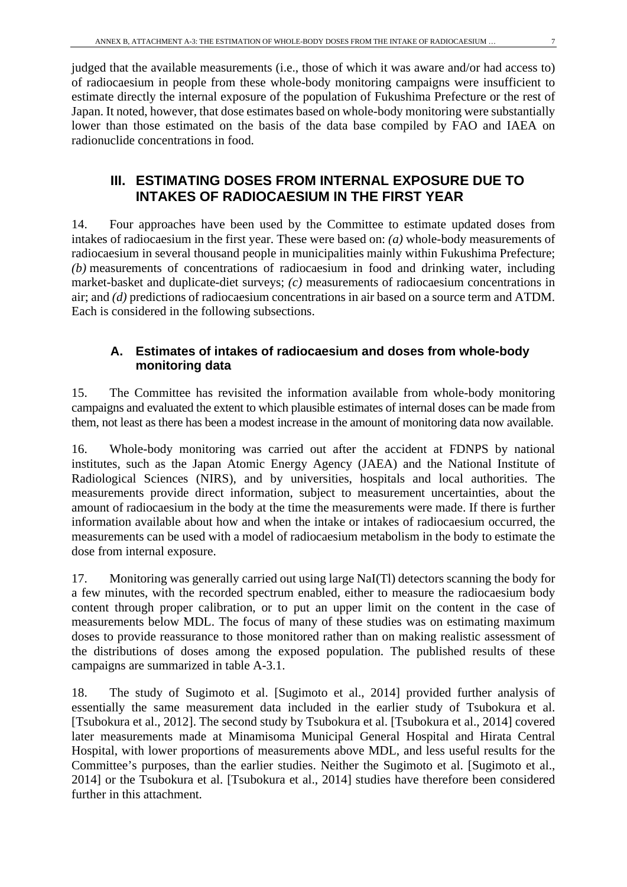judged that the available measurements (i.e., those of which it was aware and/or had access to) of radiocaesium in people from these whole-body monitoring campaigns were insufficient to estimate directly the internal exposure of the population of Fukushima Prefecture or the rest of Japan. It noted, however, that dose estimates based on whole-body monitoring were substantially lower than those estimated on the basis of the data base compiled by FAO and IAEA on radionuclide concentrations in food.

## III. ESTIMATING DOSES FROM INTERNAL EXPOSURE DUE TO INTAKES OF RADIOCAESIUM IN THE FIRST YEAR

14. Four approaches have been used by the Committee to estimate updated doses from intakes of radiocaesium in the first year. These were based on: *(a)* whole-body measurements of radiocaesium in several thousand people in municipalities mainly within Fukushima Prefecture; *(b)* measurements of concentrations of radiocaesium in food and drinking water, including market-basket and duplicate-diet surveys; *(c)* measurements of radiocaesium concentrations in air; and *(d)* predictions of radiocaesium concentrations in air based on a source term and ATDM. Each is considered in the following subsections.

### A. Estimates of intakes of radiocaesium and doses from whole-body monitoring data

15. The Committee has revisited the information available from whole-body monitoring campaigns and evaluated the extent to which plausible estimates of internal doses can be made from them, not least as there has been a modest increase in the amount of monitoring data now available.

16. Whole-body monitoring was carried out after the accident at FDNPS by national institutes, such as the Japan Atomic Energy Agency (JAEA) and the National Institute of Radiological Sciences (NIRS), and by universities, hospitals and local authorities. The measurements provide direct information, subject to measurement uncertainties, about the amount of radiocaesium in the body at the time the measurements were made. If there is further information available about how and when the intake or intakes of radiocaesium occurred, the measurements can be used with a model of radiocaesium metabolism in the body to estimate the dose from internal exposure.

17. Monitoring was generally carried out using large NaI(Tl) detectors scanning the body for a few minutes, with the recorded spectrum enabled, either to measure the radiocaesium body content through proper calibration, or to put an upper limit on the content in the case of measurements below MDL. The focus of many of these studies was on estimating maximum doses to provide reassurance to those monitored rather than on making realistic assessment of the distributions of doses among the exposed population. The published results of these campaigns are summarized in table A-3.1.

18. The study of Sugimoto et al. [Sugimoto et al., 2014] provided further analysis of essentially the same measurement data included in the earlier study of Tsubokura et al. [Tsubokura et al., 2012]. The second study by Tsubokura et al. [Tsubokura et al., 2014] covered later measurements made at Minamisoma Municipal General Hospital and Hirata Central Hospital, with lower proportions of measurements above MDL, and less useful results for the Committee's purposes, than the earlier studies. Neither the Sugimoto et al. [Sugimoto et al., 2014] or the Tsubokura et al. [Tsubokura et al., 2014] studies have therefore been considered further in this attachment.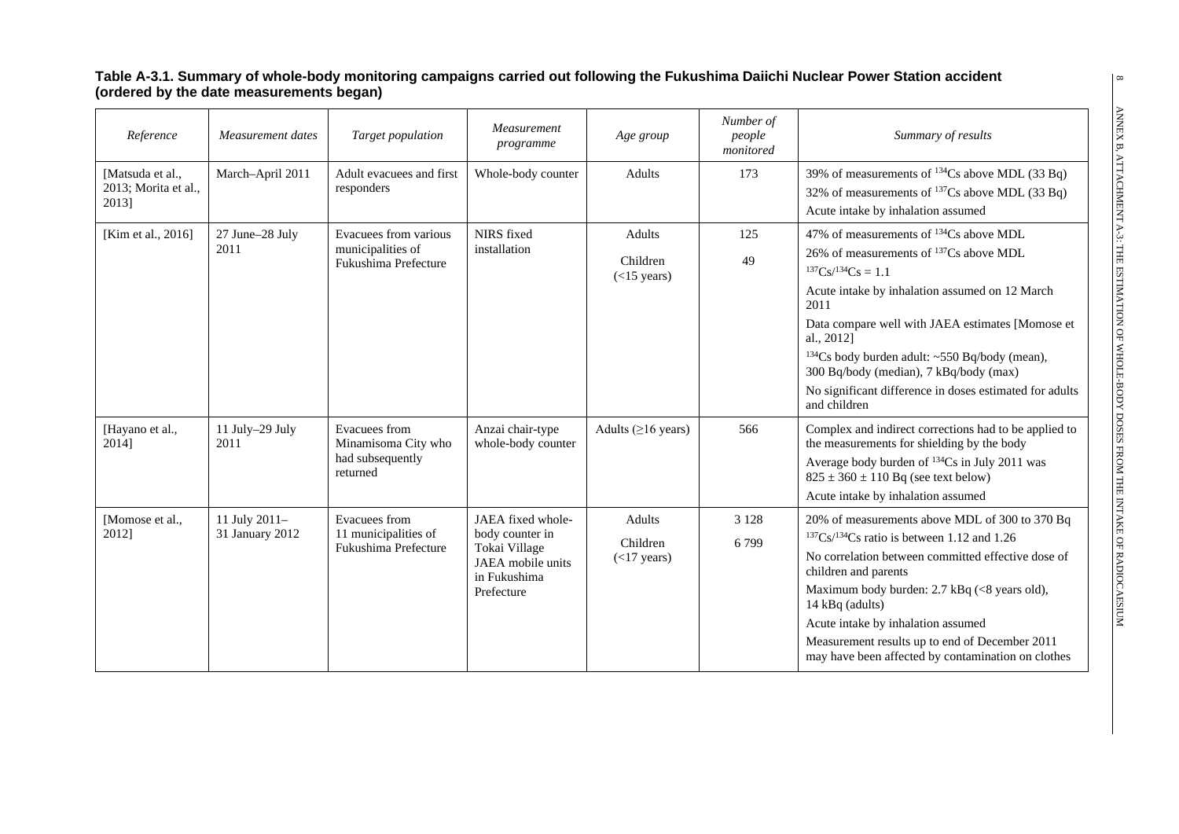**Table A-3.1. Summary of whole-body monitoring campaigns carried out following the Fukushima Daiichi Nuclear Power Station accident (ordered by the date measurements began)**

| *Reference* | *Measurement dates* | *Target population* | *Measurement programme* | *Age group* | *Number of people monitored* | *Summary of results* |
|---|---|---|---|---|---|---|
| [Matsuda et al., 2013; Morita et al., 2013] | March–April 2011 | Adult evacuees and first responders | Whole-body counter | Adults | 173 | 39% of measurements of $^{134}$Cs above MDL (33 Bq)<br>32% of measurements of $^{137}$Cs above MDL (33 Bq)<br>Acute intake by inhalation assumed |
| [Kim et al., 2016] | 27 June–28 July 2011 | Evacuees from various municipalities of Fukushima Prefecture | NIRS fixed installation | Adults<br>Children (<15 years) | 125<br>49 | 47% of measurements of $^{134}$Cs above MDL<br>26% of measurements of $^{137}$Cs above MDL<br>$^{137}$Cs/$^{134}$Cs = 1.1<br>Acute intake by inhalation assumed on 12 March 2011<br>Data compare well with JAEA estimates [Momose et al., 2012]<br>$^{134}$Cs body burden adult: ~550 Bq/body (mean), 300 Bq/body (median), 7 kBq/body (max)<br>No significant difference in doses estimated for adults and children |
| [Hayano et al., 2014] | 11 July–29 July 2011 | Evacuees from Minamisoma City who had subsequently returned | Anzai chair-type whole-body counter | Adults (≥16 years) | 566 | Complex and indirect corrections had to be applied to the measurements for shielding by the body<br>Average body burden of $^{134}$Cs in July 2011 was 825 ± 360 ± 110 Bq (see text below)<br>Acute intake by inhalation assumed |
| [Momose et al., 2012] | 11 July 2011–31 January 2012 | Evacuees from 11 municipalities of Fukushima Prefecture | JAEA fixed whole-body counter in Tokai Village<br>JAEA mobile units in Fukushima Prefecture | Adults<br>Children (<17 years) | 3 128<br>6 799 | 20% of measurements above MDL of 300 to 370 Bq<br>$^{137}$Cs/$^{134}$Cs ratio is between 1.12 and 1.26<br>No correlation between committed effective dose of children and parents<br>Maximum body burden: 2.7 kBq (<8 years old), 14 kBq (adults)<br>Acute intake by inhalation assumed<br>Measurement results up to end of December 2011 may have been affected by contamination on clothes |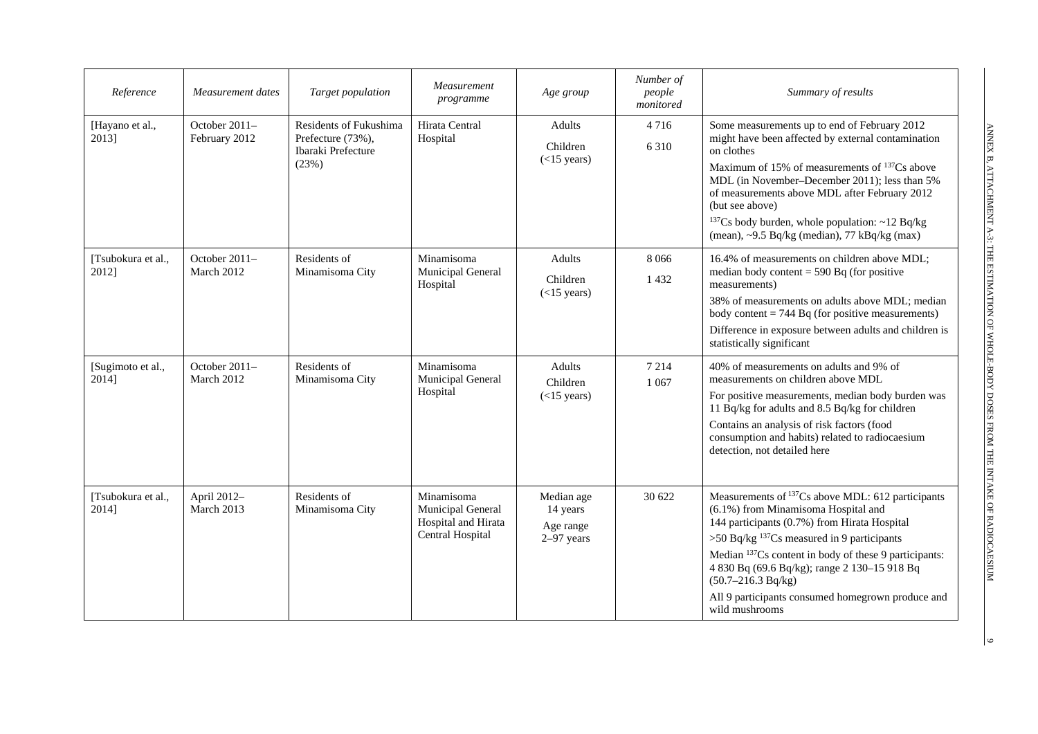| *Reference* | *Measurement dates* | *Target population* | *Measurement programme* | *Age group* | *Number of people monitored* | *Summary of results* |
|---|---|---|---|---|---|---|
| [Hayano et al., 2013] | October 2011–February 2012 | Residents of Fukushima Prefecture (73%), Ibaraki Prefecture (23%) | Hirata Central Hospital | Adults<br>Children (<15 years) | 4 716<br>6 310 | Some measurements up to end of February 2012 might have been affected by external contamination on clothes<br>Maximum of 15% of measurements of $^{137}$Cs above MDL (in November–December 2011); less than 5% of measurements above MDL after February 2012 (but see above)<br>$^{137}$Cs body burden, whole population: ~12 Bq/kg (mean), ~9.5 Bq/kg (median), 77 kBq/kg (max) |
| [Tsubokura et al., 2012] | October 2011–March 2012 | Residents of Minamisoma City | Minamisoma Municipal General Hospital | Adults<br>Children (<15 years) | 8 066<br>1 432 | 16.4% of measurements on children above MDL; median body content = 590 Bq (for positive measurements)<br>38% of measurements on adults above MDL; median body content = 744 Bq (for positive measurements)<br>Difference in exposure between adults and children is statistically significant |
| [Sugimoto et al., 2014] | October 2011–March 2012 | Residents of Minamisoma City | Minamisoma Municipal General Hospital | Adults<br>Children (<15 years) | 7 214<br>1 067 | 40% of measurements on adults and 9% of measurements on children above MDL<br>For positive measurements, median body burden was 11 Bq/kg for adults and 8.5 Bq/kg for children<br>Contains an analysis of risk factors (food consumption and habits) related to radiocaesium detection, not detailed here |
| [Tsubokura et al., 2014] | April 2012–March 2013 | Residents of Minamisoma City | Minamisoma Municipal General Hospital and Hirata Central Hospital | Median age 14 years<br>Age range 2–97 years | 30 622 | Measurements of $^{137}$Cs above MDL: 612 participants (6.1%) from Minamisoma Hospital and 144 participants (0.7%) from Hirata Hospital<br>>50 Bq/kg $^{137}$Cs measured in 9 participants<br>Median $^{137}$Cs content in body of these 9 participants: 4 830 Bq (69.6 Bq/kg); range 2 130–15 918 Bq (50.7–216.3 Bq/kg)<br>All 9 participants consumed homegrown produce and wild mushrooms |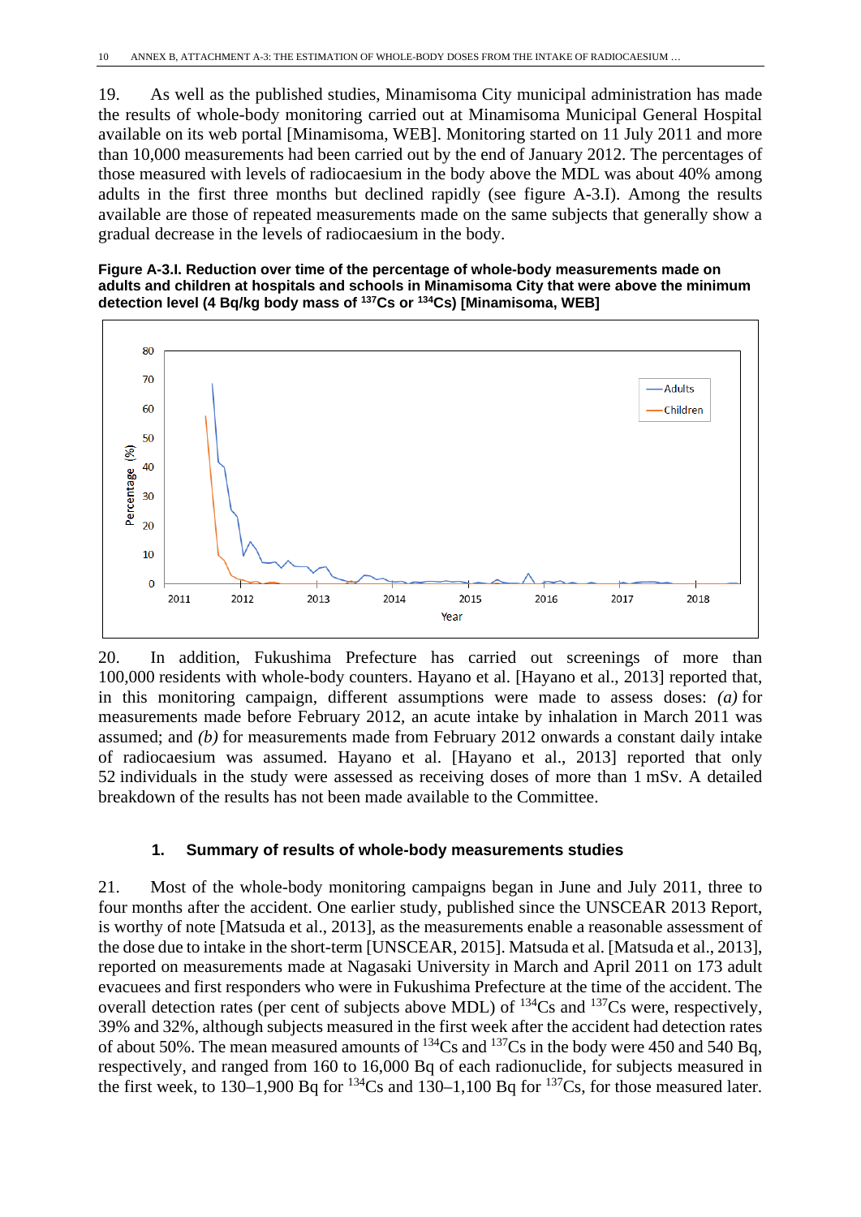19. As well as the published studies, Minamisoma City municipal administration has made the results of whole-body monitoring carried out at Minamisoma Municipal General Hospital available on its web portal [Minamisoma, WEB]. Monitoring started on 11 July 2011 and more than 10,000 measurements had been carried out by the end of January 2012. The percentages of those measured with levels of radiocaesium in the body above the MDL was about 40% among adults in the first three months but declined rapidly (see figure A-3.I). Among the results available are those of repeated measurements made on the same subjects that generally show a gradual decrease in the levels of radiocaesium in the body.

**Figure A-3.I. Reduction over time of the percentage of whole-body measurements made on adults and children at hospitals and schools in Minamisoma City that were above the minimum detection level (4 Bq/kg body mass of $^{137}$Cs or $^{134}$Cs) [Minamisoma, WEB]**

20. In addition, Fukushima Prefecture has carried out screenings of more than 100,000 residents with whole-body counters. Hayano et al. [Hayano et al., 2013] reported that, in this monitoring campaign, different assumptions were made to assess doses: *(a)* for measurements made before February 2012, an acute intake by inhalation in March 2011 was assumed; and *(b)* for measurements made from February 2012 onwards a constant daily intake of radiocaesium was assumed. Hayano et al. [Hayano et al., 2013] reported that only 52 individuals in the study were assessed as receiving doses of more than 1 mSv. A detailed breakdown of the results has not been made available to the Committee.

## 1. Summary of results of whole-body measurements studies

21. Most of the whole-body monitoring campaigns began in June and July 2011, three to four months after the accident. One earlier study, published since the UNSCEAR 2013 Report, is worthy of note [Matsuda et al., 2013], as the measurements enable a reasonable assessment of the dose due to intake in the short-term [UNSCEAR, 2015]. Matsuda et al. [Matsuda et al., 2013], reported on measurements made at Nagasaki University in March and April 2011 on 173 adult evacuees and first responders who were in Fukushima Prefecture at the time of the accident. The overall detection rates (per cent of subjects above MDL) of $^{134}$Cs and $^{137}$Cs were, respectively, 39% and 32%, although subjects measured in the first week after the accident had detection rates of about 50%. The mean measured amounts of $^{134}$Cs and $^{137}$Cs in the body were 450 and 540 Bq, respectively, and ranged from 160 to 16,000 Bq of each radionuclide, for subjects measured in the first week, to 130–1,900 Bq for $^{134}$Cs and 130–1,100 Bq for $^{137}$Cs, for those measured later.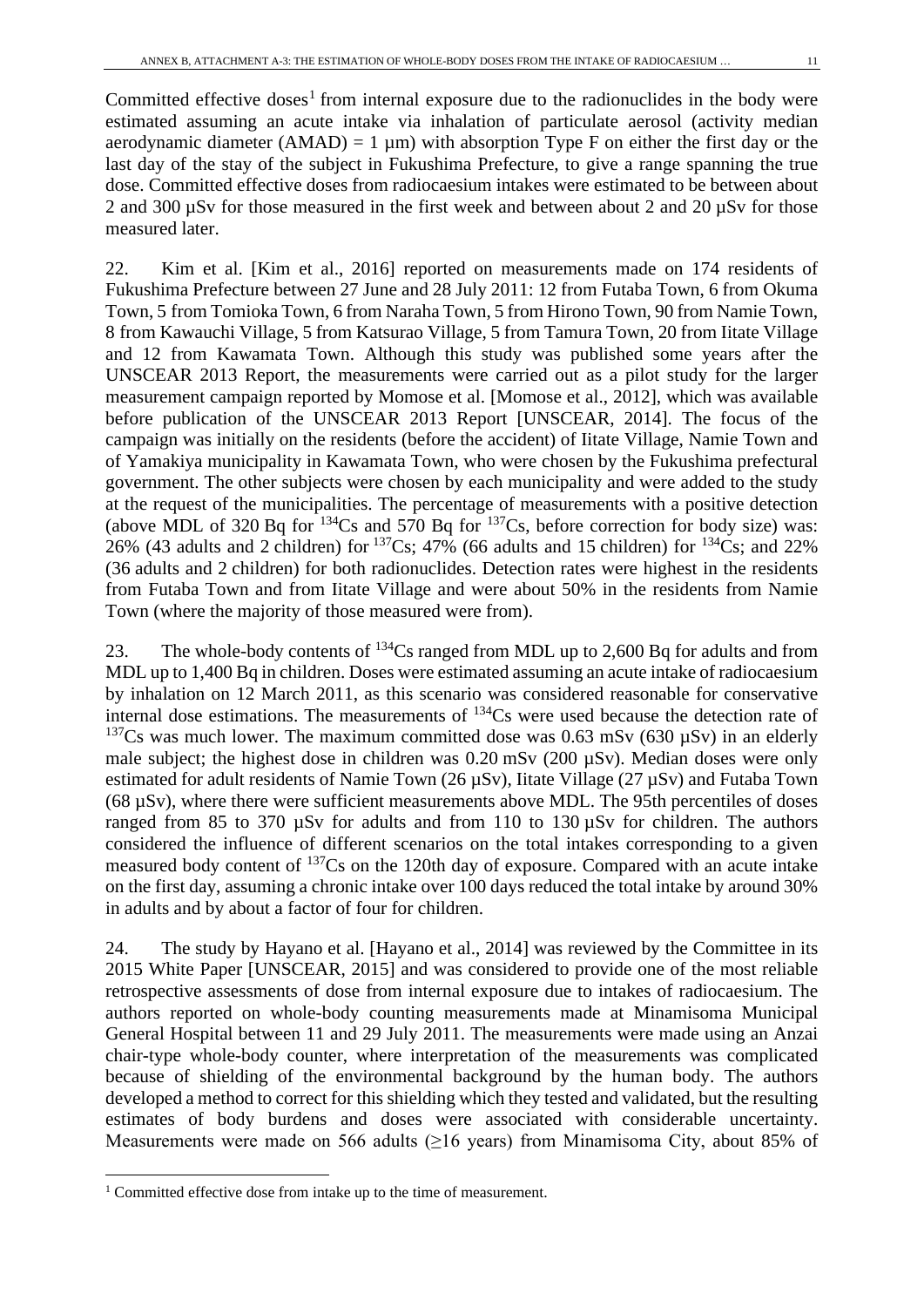Committed effective doses[1] from internal exposure due to the radionuclides in the body were estimated assuming an acute intake via inhalation of particulate aerosol (activity median aerodynamic diameter (AMAD) = 1 µm) with absorption Type F on either the first day or the last day of the stay of the subject in Fukushima Prefecture, to give a range spanning the true dose. Committed effective doses from radiocaesium intakes were estimated to be between about 2 and 300 µSv for those measured in the first week and between about 2 and 20 µSv for those measured later.

22. Kim et al. [Kim et al., 2016] reported on measurements made on 174 residents of Fukushima Prefecture between 27 June and 28 July 2011: 12 from Futaba Town, 6 from Okuma Town, 5 from Tomioka Town, 6 from Naraha Town, 5 from Hirono Town, 90 from Namie Town, 8 from Kawauchi Village, 5 from Katsurao Village, 5 from Tamura Town, 20 from Iitate Village and 12 from Kawamata Town. Although this study was published some years after the UNSCEAR 2013 Report, the measurements were carried out as a pilot study for the larger measurement campaign reported by Momose et al. [Momose et al., 2012], which was available before publication of the UNSCEAR 2013 Report [UNSCEAR, 2014]. The focus of the campaign was initially on the residents (before the accident) of Iitate Village, Namie Town and of Yamakiya municipality in Kawamata Town, who were chosen by the Fukushima prefectural government. The other subjects were chosen by each municipality and were added to the study at the request of the municipalities. The percentage of measurements with a positive detection (above MDL of 320 Bq for $^{134}$Cs and 570 Bq for $^{137}$Cs, before correction for body size) was: 26% (43 adults and 2 children) for $^{137}$Cs; 47% (66 adults and 15 children) for $^{134}$Cs; and 22% (36 adults and 2 children) for both radionuclides. Detection rates were highest in the residents from Futaba Town and from Iitate Village and were about 50% in the residents from Namie Town (where the majority of those measured were from).

23. The whole-body contents of $^{134}$Cs ranged from MDL up to 2,600 Bq for adults and from MDL up to 1,400 Bq in children. Doses were estimated assuming an acute intake of radiocaesium by inhalation on 12 March 2011, as this scenario was considered reasonable for conservative internal dose estimations. The measurements of $^{134}$Cs were used because the detection rate of $^{137}$Cs was much lower. The maximum committed dose was 0.63 mSv (630 µSv) in an elderly male subject; the highest dose in children was 0.20 mSv (200 µSv). Median doses were only estimated for adult residents of Namie Town (26 µSv), Iitate Village (27 µSv) and Futaba Town (68 µSv), where there were sufficient measurements above MDL. The 95th percentiles of doses ranged from 85 to 370 µSv for adults and from 110 to 130 µSv for children. The authors considered the influence of different scenarios on the total intakes corresponding to a given measured body content of $^{137}$Cs on the 120th day of exposure. Compared with an acute intake on the first day, assuming a chronic intake over 100 days reduced the total intake by around 30% in adults and by about a factor of four for children.

24. The study by Hayano et al. [Hayano et al., 2014] was reviewed by the Committee in its 2015 White Paper [UNSCEAR, 2015] and was considered to provide one of the most reliable retrospective assessments of dose from internal exposure due to intakes of radiocaesium. The authors reported on whole-body counting measurements made at Minamisoma Municipal General Hospital between 11 and 29 July 2011. The measurements were made using an Anzai chair-type whole-body counter, where interpretation of the measurements was complicated because of shielding of the environmental background by the human body. The authors developed a method to correct for this shielding which they tested and validated, but the resulting estimates of body burdens and doses were associated with considerable uncertainty. Measurements were made on 566 adults (≥16 years) from Minamisoma City, about 85% of

[1] Committed effective dose from intake up to the time of measurement.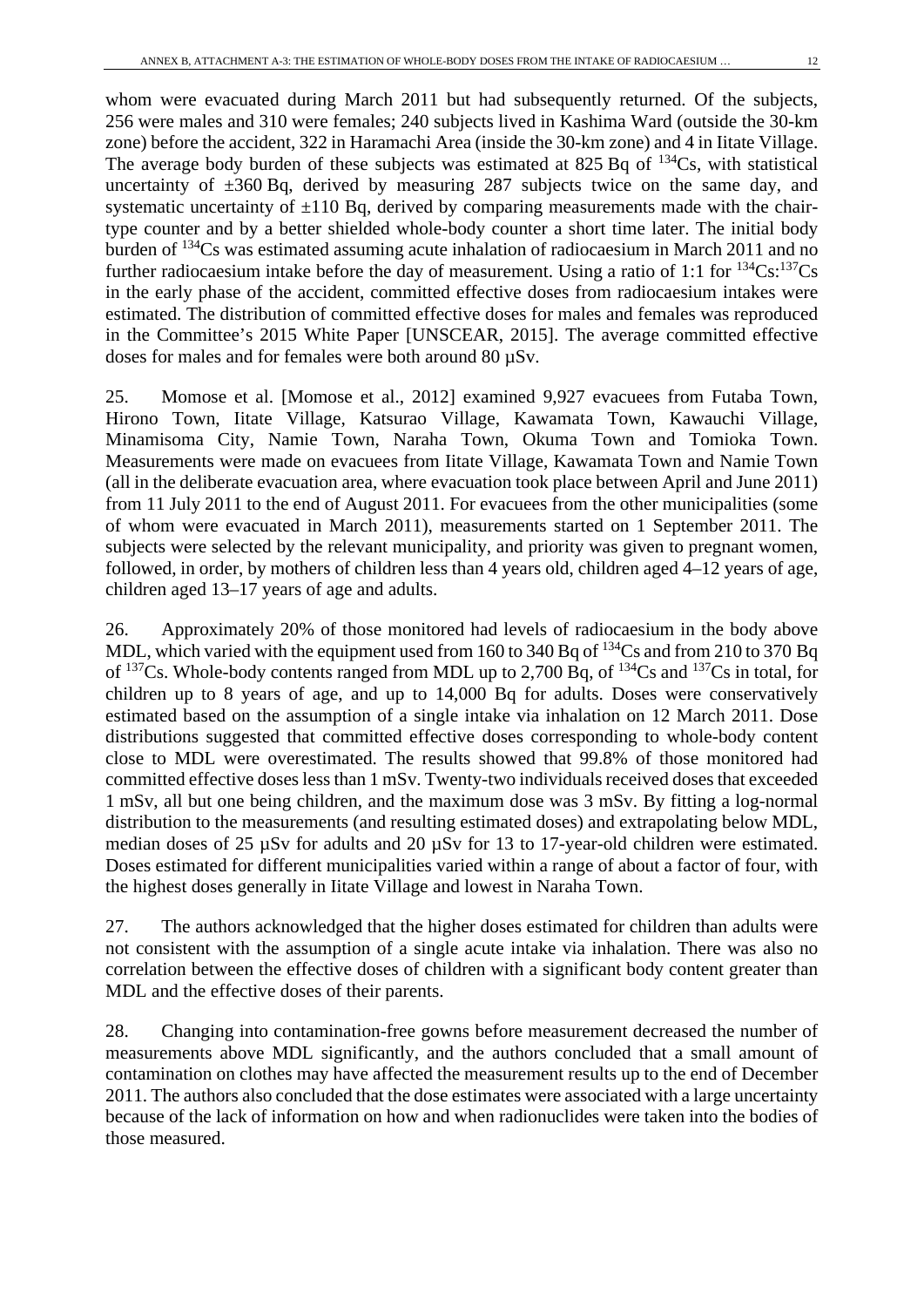whom were evacuated during March 2011 but had subsequently returned. Of the subjects, 256 were males and 310 were females; 240 subjects lived in Kashima Ward (outside the 30-km zone) before the accident, 322 in Haramachi Area (inside the 30-km zone) and 4 in Iitate Village. The average body burden of these subjects was estimated at 825 Bq of $^{134}$Cs, with statistical uncertainty of ±360 Bq, derived by measuring 287 subjects twice on the same day, and systematic uncertainty of ±110 Bq, derived by comparing measurements made with the chair-type counter and by a better shielded whole-body counter a short time later. The initial body burden of $^{134}$Cs was estimated assuming acute inhalation of radiocaesium in March 2011 and no further radiocaesium intake before the day of measurement. Using a ratio of 1:1 for $^{134}$Cs:$^{137}$Cs in the early phase of the accident, committed effective doses from radiocaesium intakes were estimated. The distribution of committed effective doses for males and females was reproduced in the Committee's 2015 White Paper [UNSCEAR, 2015]. The average committed effective doses for males and for females were both around 80 µSv.

25. Momose et al. [Momose et al., 2012] examined 9,927 evacuees from Futaba Town, Hirono Town, Iitate Village, Katsurao Village, Kawamata Town, Kawauchi Village, Minamisoma City, Namie Town, Naraha Town, Okuma Town and Tomioka Town. Measurements were made on evacuees from Iitate Village, Kawamata Town and Namie Town (all in the deliberate evacuation area, where evacuation took place between April and June 2011) from 11 July 2011 to the end of August 2011. For evacuees from the other municipalities (some of whom were evacuated in March 2011), measurements started on 1 September 2011. The subjects were selected by the relevant municipality, and priority was given to pregnant women, followed, in order, by mothers of children less than 4 years old, children aged 4–12 years of age, children aged 13–17 years of age and adults.

26. Approximately 20% of those monitored had levels of radiocaesium in the body above MDL, which varied with the equipment used from 160 to 340 Bq of $^{134}$Cs and from 210 to 370 Bq of $^{137}$Cs. Whole-body contents ranged from MDL up to 2,700 Bq, of $^{134}$Cs and $^{137}$Cs in total, for children up to 8 years of age, and up to 14,000 Bq for adults. Doses were conservatively estimated based on the assumption of a single intake via inhalation on 12 March 2011. Dose distributions suggested that committed effective doses corresponding to whole-body content close to MDL were overestimated. The results showed that 99.8% of those monitored had committed effective doses less than 1 mSv. Twenty-two individuals received doses that exceeded 1 mSv, all but one being children, and the maximum dose was 3 mSv. By fitting a log-normal distribution to the measurements (and resulting estimated doses) and extrapolating below MDL, median doses of 25 µSv for adults and 20 µSv for 13 to 17-year-old children were estimated. Doses estimated for different municipalities varied within a range of about a factor of four, with the highest doses generally in Iitate Village and lowest in Naraha Town.

27. The authors acknowledged that the higher doses estimated for children than adults were not consistent with the assumption of a single acute intake via inhalation. There was also no correlation between the effective doses of children with a significant body content greater than MDL and the effective doses of their parents.

28. Changing into contamination-free gowns before measurement decreased the number of measurements above MDL significantly, and the authors concluded that a small amount of contamination on clothes may have affected the measurement results up to the end of December 2011. The authors also concluded that the dose estimates were associated with a large uncertainty because of the lack of information on how and when radionuclides were taken into the bodies of those measured.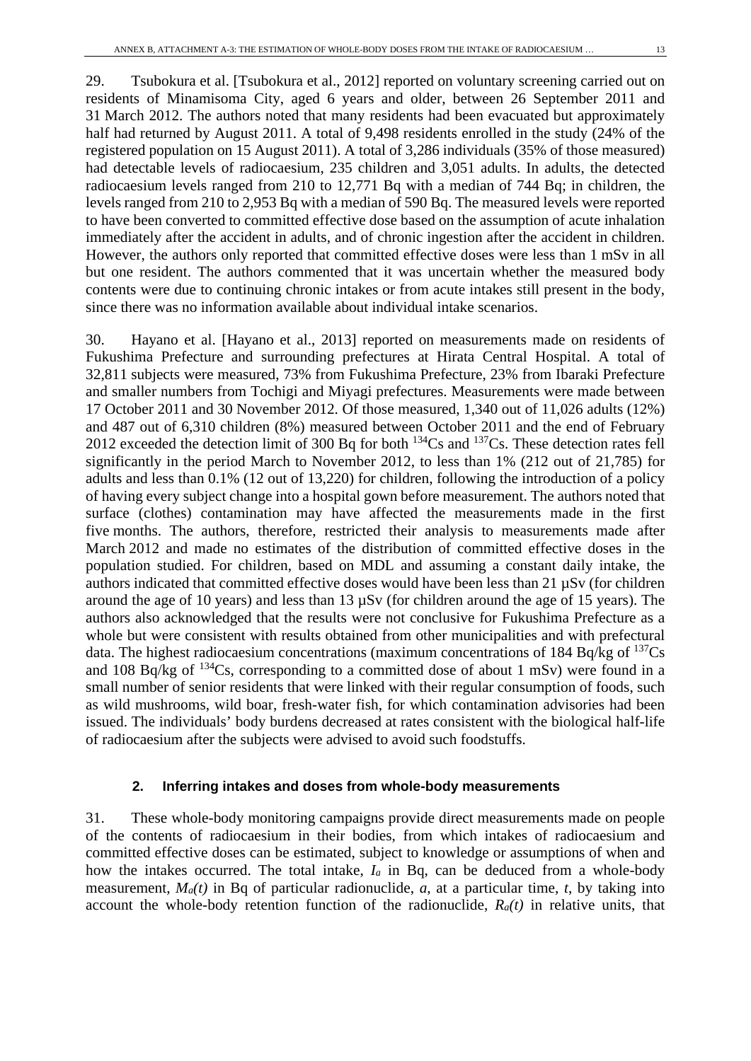29. Tsubokura et al. [Tsubokura et al., 2012] reported on voluntary screening carried out on residents of Minamisoma City, aged 6 years and older, between 26 September 2011 and 31 March 2012. The authors noted that many residents had been evacuated but approximately half had returned by August 2011. A total of 9,498 residents enrolled in the study (24% of the registered population on 15 August 2011). A total of 3,286 individuals (35% of those measured) had detectable levels of radiocaesium, 235 children and 3,051 adults. In adults, the detected radiocaesium levels ranged from 210 to 12,771 Bq with a median of 744 Bq; in children, the levels ranged from 210 to 2,953 Bq with a median of 590 Bq. The measured levels were reported to have been converted to committed effective dose based on the assumption of acute inhalation immediately after the accident in adults, and of chronic ingestion after the accident in children. However, the authors only reported that committed effective doses were less than 1 mSv in all but one resident. The authors commented that it was uncertain whether the measured body contents were due to continuing chronic intakes or from acute intakes still present in the body, since there was no information available about individual intake scenarios.

30. Hayano et al. [Hayano et al., 2013] reported on measurements made on residents of Fukushima Prefecture and surrounding prefectures at Hirata Central Hospital. A total of 32,811 subjects were measured, 73% from Fukushima Prefecture, 23% from Ibaraki Prefecture and smaller numbers from Tochigi and Miyagi prefectures. Measurements were made between 17 October 2011 and 30 November 2012. Of those measured, 1,340 out of 11,026 adults (12%) and 487 out of 6,310 children (8%) measured between October 2011 and the end of February 2012 exceeded the detection limit of 300 Bq for both $^{134}$Cs and $^{137}$Cs. These detection rates fell significantly in the period March to November 2012, to less than 1% (212 out of 21,785) for adults and less than 0.1% (12 out of 13,220) for children, following the introduction of a policy of having every subject change into a hospital gown before measurement. The authors noted that surface (clothes) contamination may have affected the measurements made in the first five months. The authors, therefore, restricted their analysis to measurements made after March 2012 and made no estimates of the distribution of committed effective doses in the population studied. For children, based on MDL and assuming a constant daily intake, the authors indicated that committed effective doses would have been less than 21 µSv (for children around the age of 10 years) and less than 13 µSv (for children around the age of 15 years). The authors also acknowledged that the results were not conclusive for Fukushima Prefecture as a whole but were consistent with results obtained from other municipalities and with prefectural data. The highest radiocaesium concentrations (maximum concentrations of 184 Bq/kg of $^{137}$Cs and 108 Bq/kg of $^{134}$Cs, corresponding to a committed dose of about 1 mSv) were found in a small number of senior residents that were linked with their regular consumption of foods, such as wild mushrooms, wild boar, fresh-water fish, for which contamination advisories had been issued. The individuals' body burdens decreased at rates consistent with the biological half-life of radiocaesium after the subjects were advised to avoid such foodstuffs.

### 2. Inferring intakes and doses from whole-body measurements

31. These whole-body monitoring campaigns provide direct measurements made on people of the contents of radiocaesium in their bodies, from which intakes of radiocaesium and committed effective doses can be estimated, subject to knowledge or assumptions of when and how the intakes occurred. The total intake, $I_a$ in Bq, can be deduced from a whole-body measurement, $M_a(t)$ in Bq of particular radionuclide, $a$, at a particular time, $t$, by taking into account the whole-body retention function of the radionuclide, $R_a(t)$ in relative units, that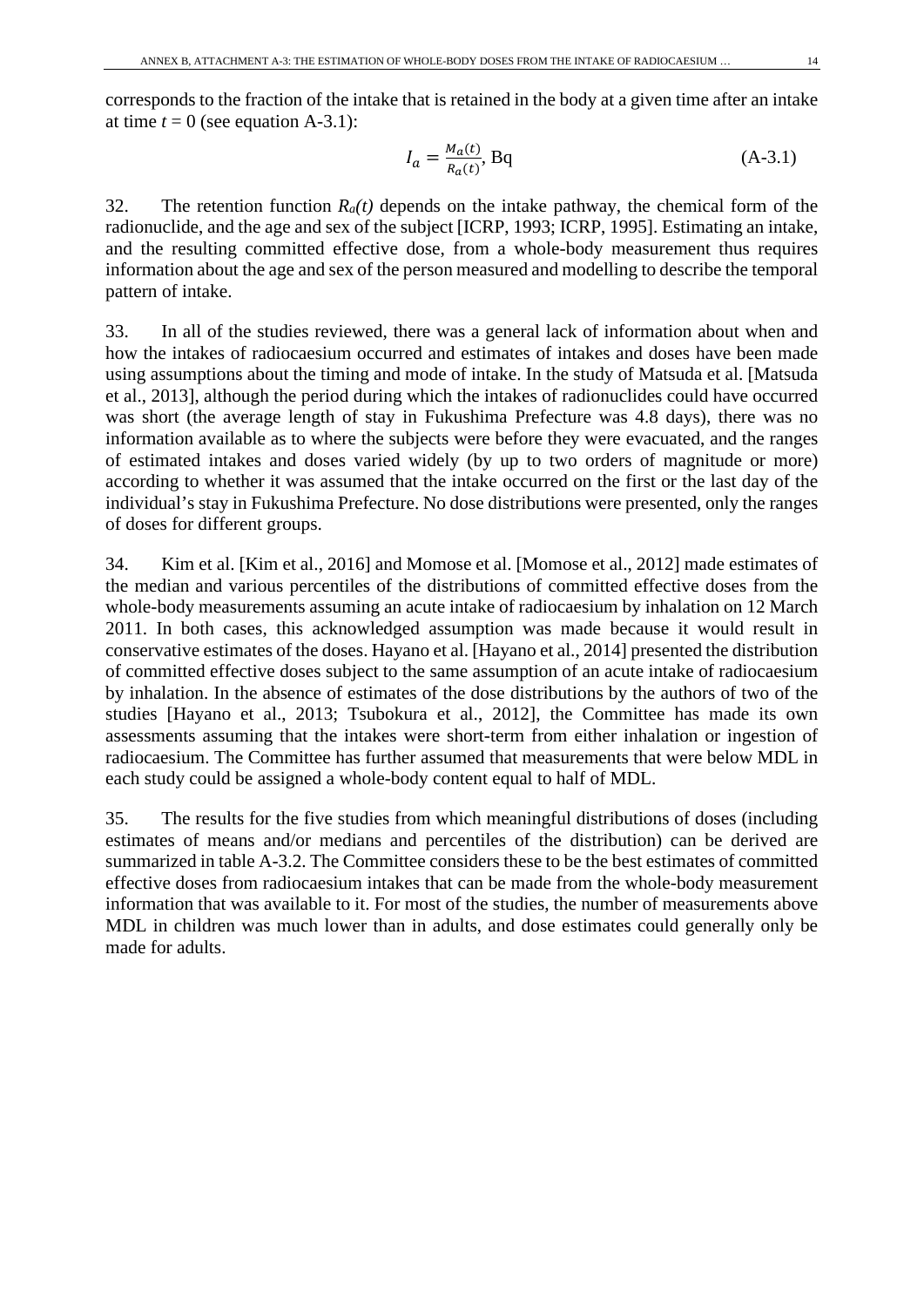corresponds to the fraction of the intake that is retained in the body at a given time after an intake at time $t = 0$ (see equation A-3.1):

$$I_a = \frac{M_a(t)}{R_a(t)}, \text{Bq} \qquad \text{(A-3.1)}$$

32. The retention function $R_a(t)$ depends on the intake pathway, the chemical form of the radionuclide, and the age and sex of the subject [ICRP, 1993; ICRP, 1995]. Estimating an intake, and the resulting committed effective dose, from a whole-body measurement thus requires information about the age and sex of the person measured and modelling to describe the temporal pattern of intake.

33. In all of the studies reviewed, there was a general lack of information about when and how the intakes of radiocaesium occurred and estimates of intakes and doses have been made using assumptions about the timing and mode of intake. In the study of Matsuda et al. [Matsuda et al., 2013], although the period during which the intakes of radionuclides could have occurred was short (the average length of stay in Fukushima Prefecture was 4.8 days), there was no information available as to where the subjects were before they were evacuated, and the ranges of estimated intakes and doses varied widely (by up to two orders of magnitude or more) according to whether it was assumed that the intake occurred on the first or the last day of the individual's stay in Fukushima Prefecture. No dose distributions were presented, only the ranges of doses for different groups.

34. Kim et al. [Kim et al., 2016] and Momose et al. [Momose et al., 2012] made estimates of the median and various percentiles of the distributions of committed effective doses from the whole-body measurements assuming an acute intake of radiocaesium by inhalation on 12 March 2011. In both cases, this acknowledged assumption was made because it would result in conservative estimates of the doses. Hayano et al. [Hayano et al., 2014] presented the distribution of committed effective doses subject to the same assumption of an acute intake of radiocaesium by inhalation. In the absence of estimates of the dose distributions by the authors of two of the studies [Hayano et al., 2013; Tsubokura et al., 2012], the Committee has made its own assessments assuming that the intakes were short-term from either inhalation or ingestion of radiocaesium. The Committee has further assumed that measurements that were below MDL in each study could be assigned a whole-body content equal to half of MDL.

35. The results for the five studies from which meaningful distributions of doses (including estimates of means and/or medians and percentiles of the distribution) can be derived are summarized in table A-3.2. The Committee considers these to be the best estimates of committed effective doses from radiocaesium intakes that can be made from the whole-body measurement information that was available to it. For most of the studies, the number of measurements above MDL in children was much lower than in adults, and dose estimates could generally only be made for adults.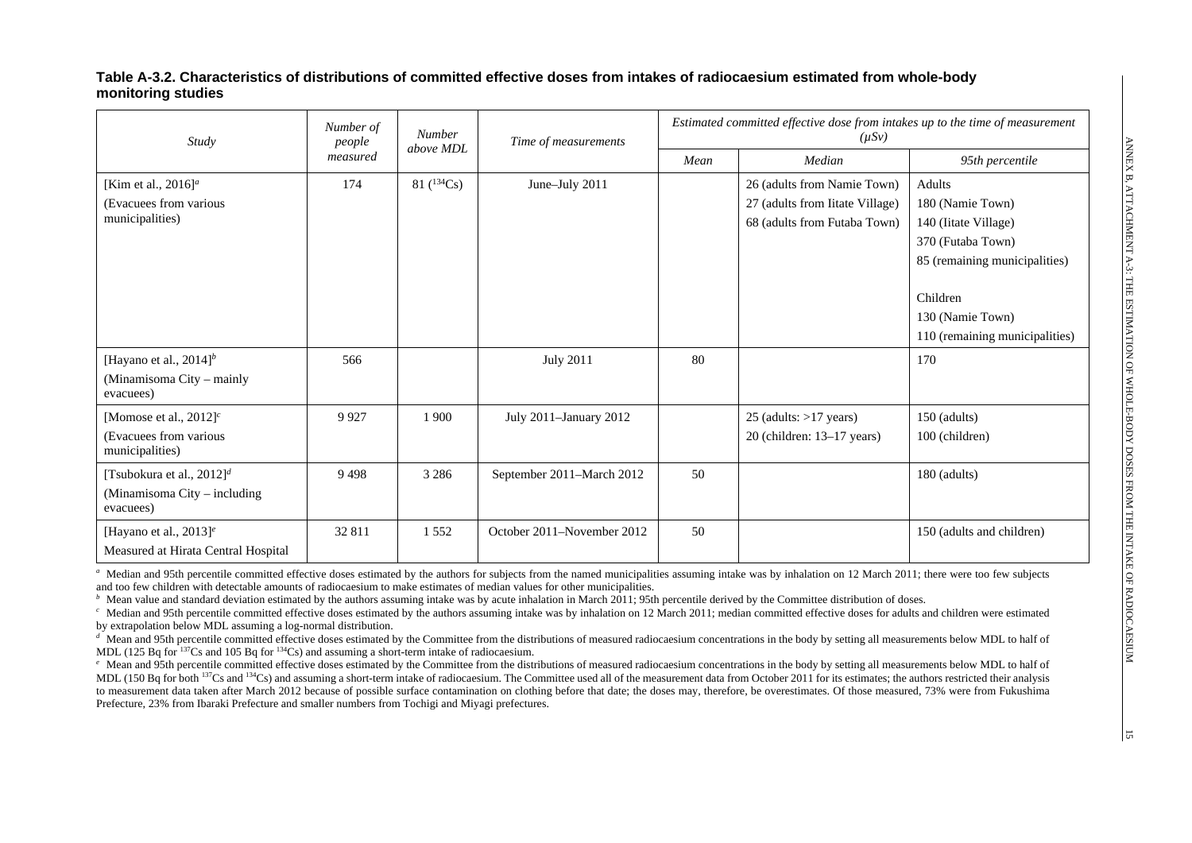**Table A-3.2. Characteristics of distributions of committed effective doses from intakes of radiocaesium estimated from whole-body monitoring studies**

| *Study* | *Number of people measured* | *Number above MDL* | *Time of measurements* | *Estimated committed effective dose from intakes up to the time of measurement (μSv)* | | |
|---|---|---|---|---|---|---|
| | | | | *Mean* | *Median* | *95th percentile* |
| [Kim et al., 2016][a] (Evacuees from various municipalities) | 174 | 81 ($^{134}$Cs) | June–July 2011 | | 26 (adults from Namie Town)<br>27 (adults from Iitate Village)<br>68 (adults from Futaba Town) | Adults<br>180 (Namie Town)<br>140 (Iitate Village)<br>370 (Futaba Town)<br>85 (remaining municipalities)<br><br>Children<br>130 (Namie Town)<br>110 (remaining municipalities) |
| [Hayano et al., 2014][b] (Minamisoma City – mainly evacuees) | 566 | | July 2011 | 80 | | 170 |
| [Momose et al., 2012][c] (Evacuees from various municipalities) | 9 927 | 1 900 | July 2011–January 2012 | | 25 (adults: >17 years)<br>20 (children: 13–17 years) | 150 (adults)<br>100 (children) |
| [Tsubokura et al., 2012][d] (Minamisoma City – including evacuees) | 9 498 | 3 286 | September 2011–March 2012 | 50 | | 180 (adults) |
| [Hayano et al., 2013][e] Measured at Hirata Central Hospital | 32 811 | 1 552 | October 2011–November 2012 | 50 | | 150 (adults and children) |

[a] Median and 95th percentile committed effective doses estimated by the authors for subjects from the named municipalities assuming intake was by inhalation on 12 March 2011; there were too few subjects and too few children with detectable amounts of radiocaesium to make estimates of median values for other municipalities.

[b] Mean value and standard deviation estimated by the authors assuming intake was by acute inhalation in March 2011; 95th percentile derived by the Committee distribution of doses.

[c] Median and 95th percentile committed effective doses estimated by the authors assuming intake was by inhalation on 12 March 2011; median committed effective doses for adults and children were estimated by extrapolation below MDL assuming a log-normal distribution.

[d] Mean and 95th percentile committed effective doses estimated by the Committee from the distributions of measured radiocaesium concentrations in the body by setting all measurements below MDL to half of MDL (125 Bq for $^{137}$Cs and 105 Bq for $^{134}$Cs) and assuming a short-term intake of radiocaesium.

[e] Mean and 95th percentile committed effective doses estimated by the Committee from the distributions of measured radiocaesium concentrations in the body by setting all measurements below MDL to half of MDL (150 Bq for both $^{137}$Cs and $^{134}$Cs) and assuming a short-term intake of radiocaesium. The Committee used all of the measurement data from October 2011 for its estimates; the authors restricted their analysis to measurement data taken after March 2012 because of possible surface contamination on clothing before that date; the doses may, therefore, be overestimates. Of those measured, 73% were from Fukushima Prefecture, 23% from Ibaraki Prefecture and smaller numbers from Tochigi and Miyagi prefectures.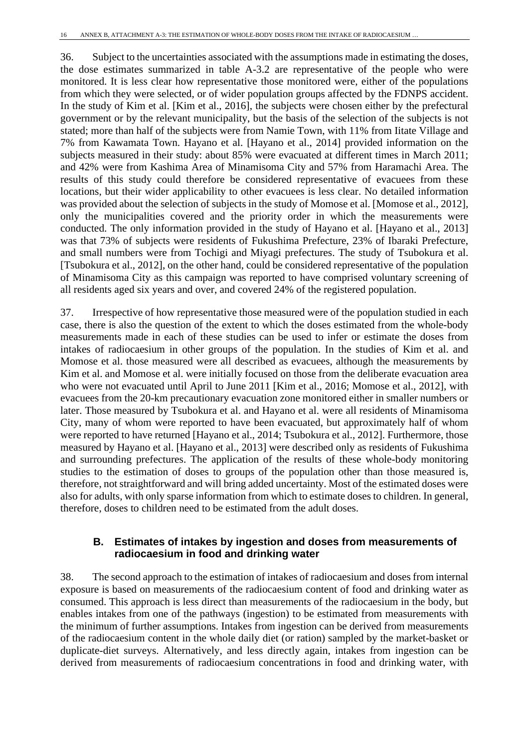36. Subject to the uncertainties associated with the assumptions made in estimating the doses, the dose estimates summarized in table A-3.2 are representative of the people who were monitored. It is less clear how representative those monitored were, either of the populations from which they were selected, or of wider population groups affected by the FDNPS accident. In the study of Kim et al. [Kim et al., 2016], the subjects were chosen either by the prefectural government or by the relevant municipality, but the basis of the selection of the subjects is not stated; more than half of the subjects were from Namie Town, with 11% from Iitate Village and 7% from Kawamata Town. Hayano et al. [Hayano et al., 2014] provided information on the subjects measured in their study: about 85% were evacuated at different times in March 2011; and 42% were from Kashima Area of Minamisoma City and 57% from Haramachi Area. The results of this study could therefore be considered representative of evacuees from these locations, but their wider applicability to other evacuees is less clear. No detailed information was provided about the selection of subjects in the study of Momose et al. [Momose et al., 2012], only the municipalities covered and the priority order in which the measurements were conducted. The only information provided in the study of Hayano et al. [Hayano et al., 2013] was that 73% of subjects were residents of Fukushima Prefecture, 23% of Ibaraki Prefecture, and small numbers were from Tochigi and Miyagi prefectures. The study of Tsubokura et al. [Tsubokura et al., 2012], on the other hand, could be considered representative of the population of Minamisoma City as this campaign was reported to have comprised voluntary screening of all residents aged six years and over, and covered 24% of the registered population.

37. Irrespective of how representative those measured were of the population studied in each case, there is also the question of the extent to which the doses estimated from the whole-body measurements made in each of these studies can be used to infer or estimate the doses from intakes of radiocaesium in other groups of the population. In the studies of Kim et al. and Momose et al. those measured were all described as evacuees, although the measurements by Kim et al. and Momose et al. were initially focused on those from the deliberate evacuation area who were not evacuated until April to June 2011 [Kim et al., 2016; Momose et al., 2012], with evacuees from the 20-km precautionary evacuation zone monitored either in smaller numbers or later. Those measured by Tsubokura et al. and Hayano et al. were all residents of Minamisoma City, many of whom were reported to have been evacuated, but approximately half of whom were reported to have returned [Hayano et al., 2014; Tsubokura et al., 2012]. Furthermore, those measured by Hayano et al. [Hayano et al., 2013] were described only as residents of Fukushima and surrounding prefectures. The application of the results of these whole-body monitoring studies to the estimation of doses to groups of the population other than those measured is, therefore, not straightforward and will bring added uncertainty. Most of the estimated doses were also for adults, with only sparse information from which to estimate doses to children. In general, therefore, doses to children need to be estimated from the adult doses.

## B. Estimates of intakes by ingestion and doses from measurements of radiocaesium in food and drinking water

38. The second approach to the estimation of intakes of radiocaesium and doses from internal exposure is based on measurements of the radiocaesium content of food and drinking water as consumed. This approach is less direct than measurements of the radiocaesium in the body, but enables intakes from one of the pathways (ingestion) to be estimated from measurements with the minimum of further assumptions. Intakes from ingestion can be derived from measurements of the radiocaesium content in the whole daily diet (or ration) sampled by the market-basket or duplicate-diet surveys. Alternatively, and less directly again, intakes from ingestion can be derived from measurements of radiocaesium concentrations in food and drinking water, with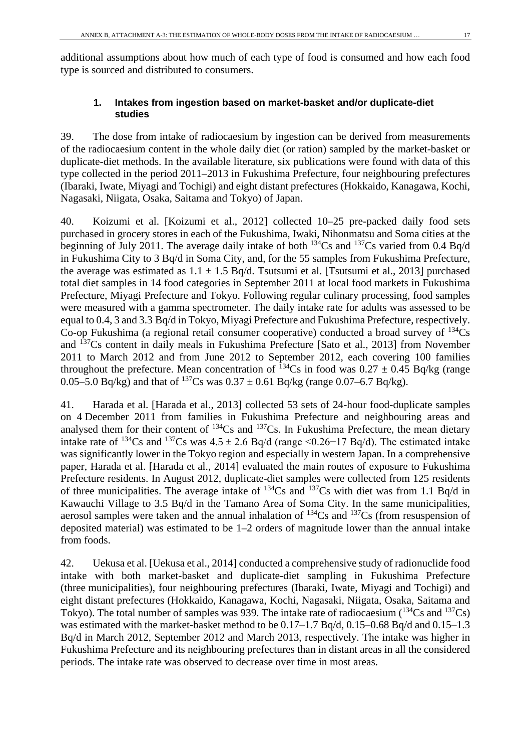additional assumptions about how much of each type of food is consumed and how each food type is sourced and distributed to consumers.

### 1. Intakes from ingestion based on market-basket and/or duplicate-diet studies

39. The dose from intake of radiocaesium by ingestion can be derived from measurements of the radiocaesium content in the whole daily diet (or ration) sampled by the market-basket or duplicate-diet methods. In the available literature, six publications were found with data of this type collected in the period 2011–2013 in Fukushima Prefecture, four neighbouring prefectures (Ibaraki, Iwate, Miyagi and Tochigi) and eight distant prefectures (Hokkaido, Kanagawa, Kochi, Nagasaki, Niigata, Osaka, Saitama and Tokyo) of Japan.

40. Koizumi et al. [Koizumi et al., 2012] collected 10–25 pre-packed daily food sets purchased in grocery stores in each of the Fukushima, Iwaki, Nihonmatsu and Soma cities at the beginning of July 2011. The average daily intake of both $^{134}$Cs and $^{137}$Cs varied from 0.4 Bq/d in Fukushima City to 3 Bq/d in Soma City, and, for the 55 samples from Fukushima Prefecture, the average was estimated as $1.1 \pm 1.5$ Bq/d. Tsutsumi et al. [Tsutsumi et al., 2013] purchased total diet samples in 14 food categories in September 2011 at local food markets in Fukushima Prefecture, Miyagi Prefecture and Tokyo. Following regular culinary processing, food samples were measured with a gamma spectrometer. The daily intake rate for adults was assessed to be equal to 0.4, 3 and 3.3 Bq/d in Tokyo, Miyagi Prefecture and Fukushima Prefecture, respectively. Co-op Fukushima (a regional retail consumer cooperative) conducted a broad survey of $^{134}$Cs and $^{137}$Cs content in daily meals in Fukushima Prefecture [Sato et al., 2013] from November 2011 to March 2012 and from June 2012 to September 2012, each covering 100 families throughout the prefecture. Mean concentration of $^{134}$Cs in food was $0.27 \pm 0.45$ Bq/kg (range 0.05–5.0 Bq/kg) and that of $^{137}$Cs was $0.37 \pm 0.61$ Bq/kg (range 0.07–6.7 Bq/kg).

41. Harada et al. [Harada et al., 2013] collected 53 sets of 24-hour food-duplicate samples on 4 December 2011 from families in Fukushima Prefecture and neighbouring areas and analysed them for their content of $^{134}$Cs and $^{137}$Cs. In Fukushima Prefecture, the mean dietary intake rate of $^{134}$Cs and $^{137}$Cs was $4.5 \pm 2.6$ Bq/d (range <0.26−17 Bq/d). The estimated intake was significantly lower in the Tokyo region and especially in western Japan. In a comprehensive paper, Harada et al. [Harada et al., 2014] evaluated the main routes of exposure to Fukushima Prefecture residents. In August 2012, duplicate-diet samples were collected from 125 residents of three municipalities. The average intake of $^{134}$Cs and $^{137}$Cs with diet was from 1.1 Bq/d in Kawauchi Village to 3.5 Bq/d in the Tamano Area of Soma City. In the same municipalities, aerosol samples were taken and the annual inhalation of $^{134}$Cs and $^{137}$Cs (from resuspension of deposited material) was estimated to be 1–2 orders of magnitude lower than the annual intake from foods.

42. Uekusa et al. [Uekusa et al., 2014] conducted a comprehensive study of radionuclide food intake with both market-basket and duplicate-diet sampling in Fukushima Prefecture (three municipalities), four neighbouring prefectures (Ibaraki, Iwate, Miyagi and Tochigi) and eight distant prefectures (Hokkaido, Kanagawa, Kochi, Nagasaki, Niigata, Osaka, Saitama and Tokyo). The total number of samples was 939. The intake rate of radiocaesium ($^{134}$Cs and $^{137}$Cs) was estimated with the market-basket method to be 0.17–1.7 Bq/d, 0.15–0.68 Bq/d and 0.15–1.3 Bq/d in March 2012, September 2012 and March 2013, respectively. The intake was higher in Fukushima Prefecture and its neighbouring prefectures than in distant areas in all the considered periods. The intake rate was observed to decrease over time in most areas.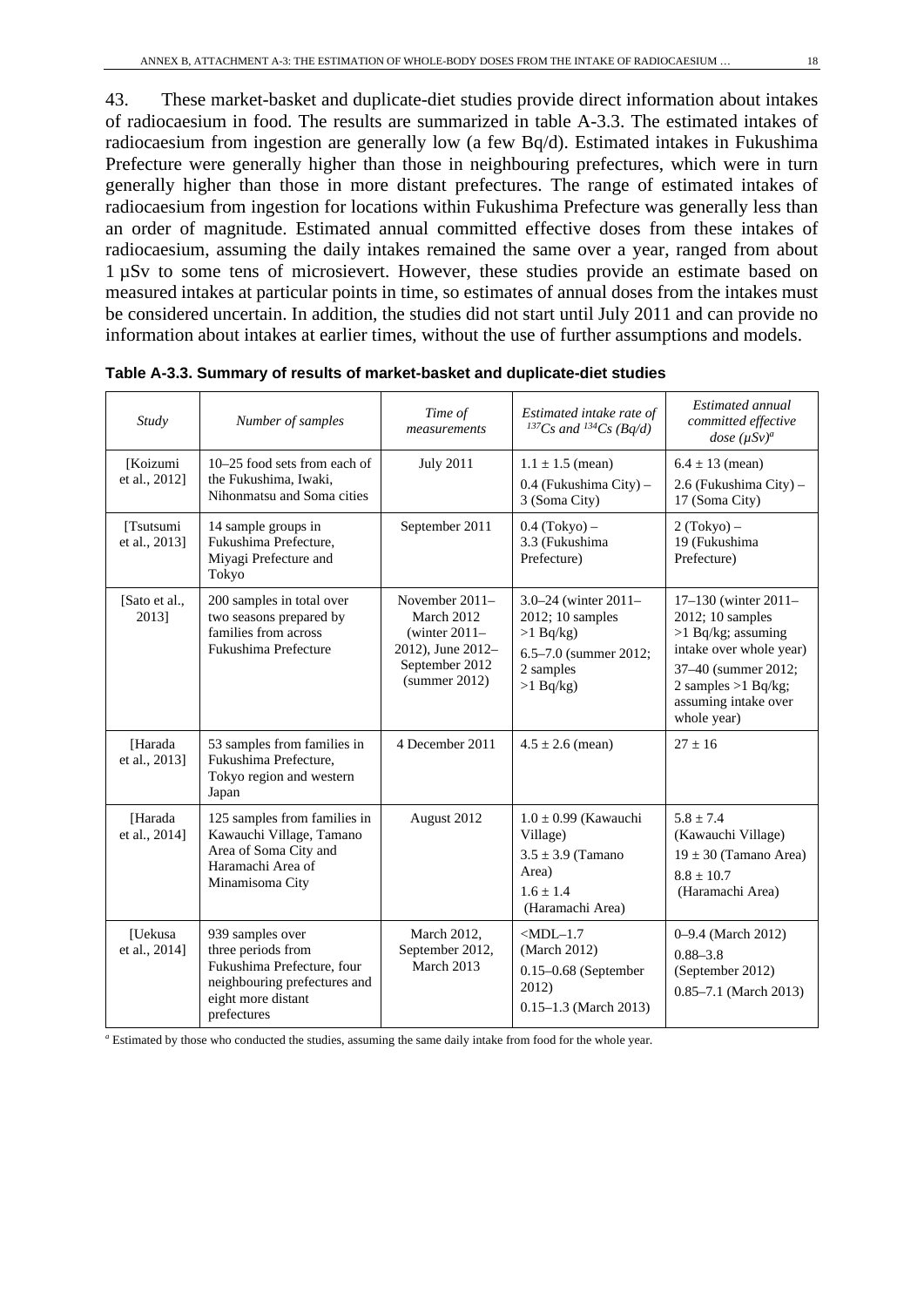43. These market-basket and duplicate-diet studies provide direct information about intakes of radiocaesium in food. The results are summarized in table A-3.3. The estimated intakes of radiocaesium from ingestion are generally low (a few Bq/d). Estimated intakes in Fukushima Prefecture were generally higher than those in neighbouring prefectures, which were in turn generally higher than those in more distant prefectures. The range of estimated intakes of radiocaesium from ingestion for locations within Fukushima Prefecture was generally less than an order of magnitude. Estimated annual committed effective doses from these intakes of radiocaesium, assuming the daily intakes remained the same over a year, ranged from about 1 µSv to some tens of microsievert. However, these studies provide an estimate based on measured intakes at particular points in time, so estimates of annual doses from the intakes must be considered uncertain. In addition, the studies did not start until July 2011 and can provide no information about intakes at earlier times, without the use of further assumptions and models.

**Table A-3.3. Summary of results of market-basket and duplicate-diet studies**

| *Study* | *Number of samples* | *Time of measurements* | *Estimated intake rate of $^{137}Cs$ and $^{134}Cs$ (Bq/d)* | *Estimated annual committed effective dose (µSv)*[a] |
|---|---|---|---|---|
| [Koizumi et al., 2012] | 10–25 food sets from each of the Fukushima, Iwaki, Nihonmatsu and Soma cities | July 2011 | 1.1 ± 1.5 (mean)<br>0.4 (Fukushima City) – 3 (Soma City) | 6.4 ± 13 (mean)<br>2.6 (Fukushima City) – 17 (Soma City) |
| [Tsutsumi et al., 2013] | 14 sample groups in Fukushima Prefecture, Miyagi Prefecture and Tokyo | September 2011 | 0.4 (Tokyo) – 3.3 (Fukushima Prefecture) | 2 (Tokyo) – 19 (Fukushima Prefecture) |
| [Sato et al., 2013] | 200 samples in total over two seasons prepared by families from across Fukushima Prefecture | November 2011–March 2012 (winter 2011–2012), June 2012–September 2012 (summer 2012) | 3.0–24 (winter 2011–2012; 10 samples >1 Bq/kg)<br>6.5–7.0 (summer 2012; 2 samples >1 Bq/kg) | 17–130 (winter 2011–2012; 10 samples >1 Bq/kg; assuming intake over whole year)<br>37–40 (summer 2012; 2 samples >1 Bq/kg; assuming intake over whole year) |
| [Harada et al., 2013] | 53 samples from families in Fukushima Prefecture, Tokyo region and western Japan | 4 December 2011 | 4.5 ± 2.6 (mean) | 27 ± 16 |
| [Harada et al., 2014] | 125 samples from families in Kawauchi Village, Tamano Area of Soma City and Haramachi Area of Minamisoma City | August 2012 | 1.0 ± 0.99 (Kawauchi Village)<br>3.5 ± 3.9 (Tamano Area)<br>1.6 ± 1.4 (Haramachi Area) | 5.8 ± 7.4 (Kawauchi Village)<br>19 ± 30 (Tamano Area)<br>8.8 ± 10.7 (Haramachi Area) |
| [Uekusa et al., 2014] | 939 samples over three periods from Fukushima Prefecture, four neighbouring prefectures and eight more distant prefectures | March 2012, September 2012, March 2013 | <MDL–1.7 (March 2012)<br>0.15–0.68 (September 2012)<br>0.15–1.3 (March 2013) | 0–9.4 (March 2012)<br>0.88–3.8 (September 2012)<br>0.85–7.1 (March 2013) |

[a] Estimated by those who conducted the studies, assuming the same daily intake from food for the whole year.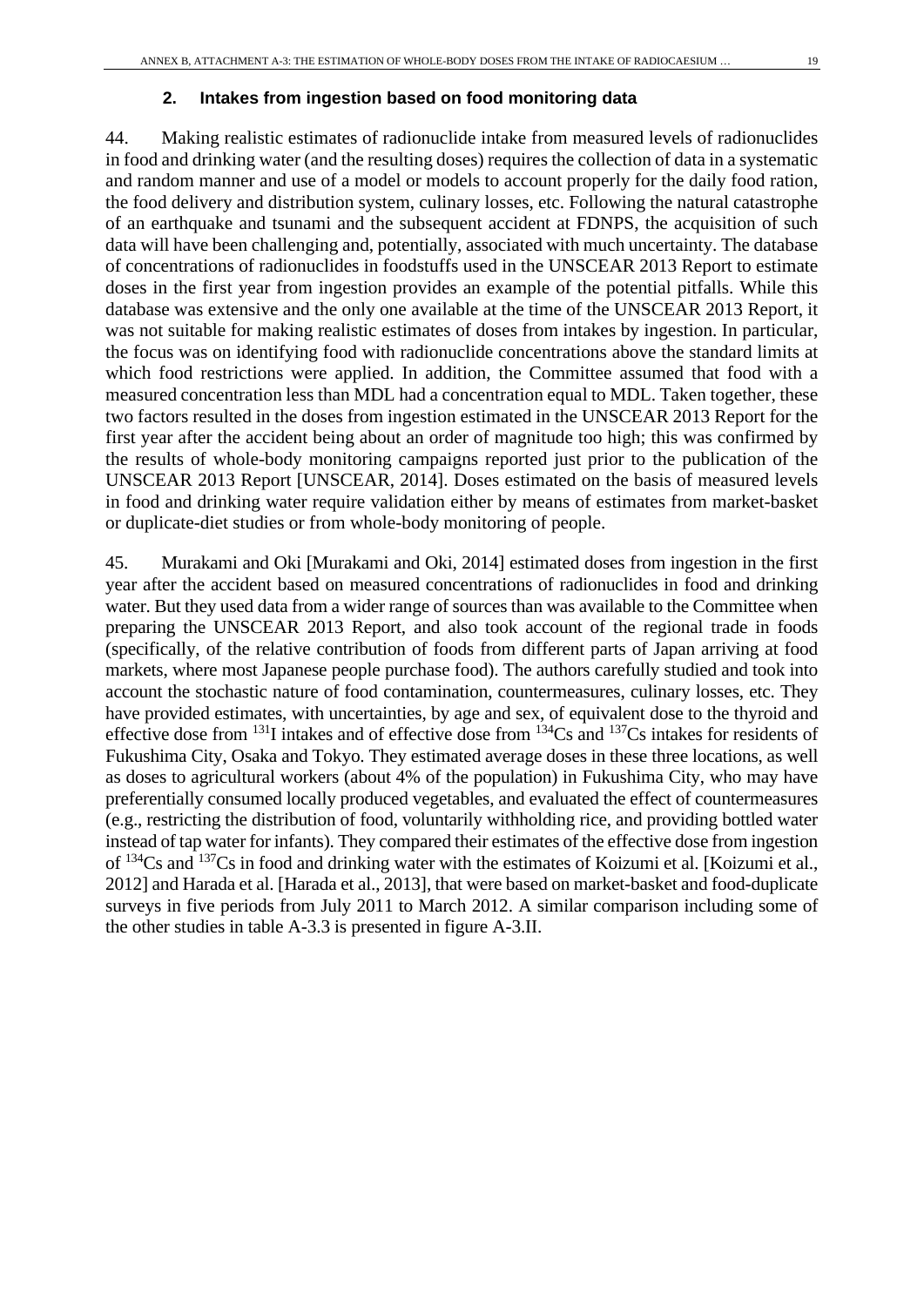### 2. Intakes from ingestion based on food monitoring data

44. Making realistic estimates of radionuclide intake from measured levels of radionuclides in food and drinking water (and the resulting doses) requires the collection of data in a systematic and random manner and use of a model or models to account properly for the daily food ration, the food delivery and distribution system, culinary losses, etc. Following the natural catastrophe of an earthquake and tsunami and the subsequent accident at FDNPS, the acquisition of such data will have been challenging and, potentially, associated with much uncertainty. The database of concentrations of radionuclides in foodstuffs used in the UNSCEAR 2013 Report to estimate doses in the first year from ingestion provides an example of the potential pitfalls. While this database was extensive and the only one available at the time of the UNSCEAR 2013 Report, it was not suitable for making realistic estimates of doses from intakes by ingestion. In particular, the focus was on identifying food with radionuclide concentrations above the standard limits at which food restrictions were applied. In addition, the Committee assumed that food with a measured concentration less than MDL had a concentration equal to MDL. Taken together, these two factors resulted in the doses from ingestion estimated in the UNSCEAR 2013 Report for the first year after the accident being about an order of magnitude too high; this was confirmed by the results of whole-body monitoring campaigns reported just prior to the publication of the UNSCEAR 2013 Report [UNSCEAR, 2014]. Doses estimated on the basis of measured levels in food and drinking water require validation either by means of estimates from market-basket or duplicate-diet studies or from whole-body monitoring of people.

45. Murakami and Oki [Murakami and Oki, 2014] estimated doses from ingestion in the first year after the accident based on measured concentrations of radionuclides in food and drinking water. But they used data from a wider range of sources than was available to the Committee when preparing the UNSCEAR 2013 Report, and also took account of the regional trade in foods (specifically, of the relative contribution of foods from different parts of Japan arriving at food markets, where most Japanese people purchase food). The authors carefully studied and took into account the stochastic nature of food contamination, countermeasures, culinary losses, etc. They have provided estimates, with uncertainties, by age and sex, of equivalent dose to the thyroid and effective dose from $^{131}$I intakes and of effective dose from $^{134}$Cs and $^{137}$Cs intakes for residents of Fukushima City, Osaka and Tokyo. They estimated average doses in these three locations, as well as doses to agricultural workers (about 4% of the population) in Fukushima City, who may have preferentially consumed locally produced vegetables, and evaluated the effect of countermeasures (e.g., restricting the distribution of food, voluntarily withholding rice, and providing bottled water instead of tap water for infants). They compared their estimates of the effective dose from ingestion of $^{134}$Cs and $^{137}$Cs in food and drinking water with the estimates of Koizumi et al. [Koizumi et al., 2012] and Harada et al. [Harada et al., 2013], that were based on market-basket and food-duplicate surveys in five periods from July 2011 to March 2012. A similar comparison including some of the other studies in table A-3.3 is presented in figure A-3.II.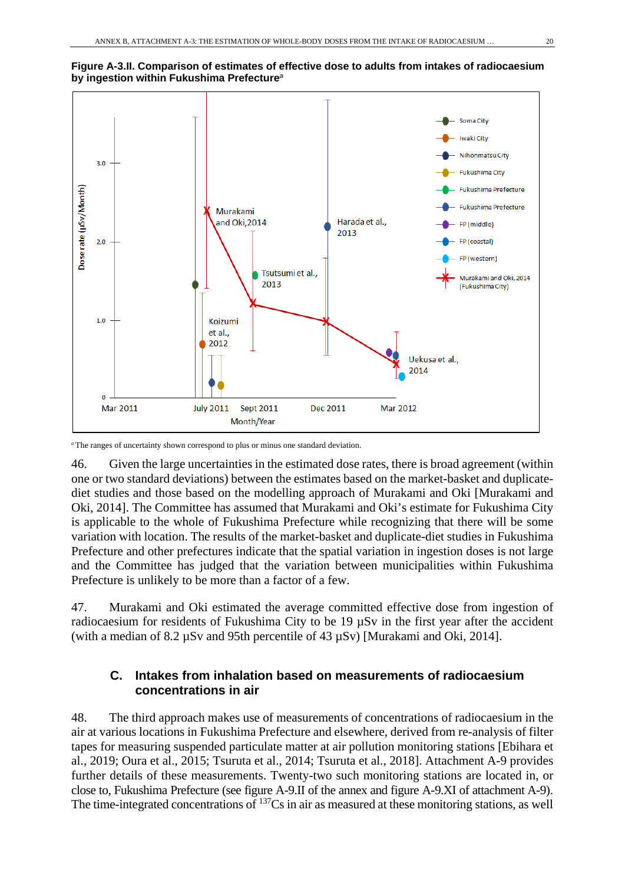**Figure A-3.II. Comparison of estimates of effective dose to adults from intakes of radiocaesium by ingestion within Fukushima Prefecture**[a]

[a] The ranges of uncertainty shown correspond to plus or minus one standard deviation.

46. Given the large uncertainties in the estimated dose rates, there is broad agreement (within one or two standard deviations) between the estimates based on the market-basket and duplicate-diet studies and those based on the modelling approach of Murakami and Oki [Murakami and Oki, 2014]. The Committee has assumed that Murakami and Oki's estimate for Fukushima City is applicable to the whole of Fukushima Prefecture while recognizing that there will be some variation with location. The results of the market-basket and duplicate-diet studies in Fukushima Prefecture and other prefectures indicate that the spatial variation in ingestion doses is not large and the Committee has judged that the variation between municipalities within Fukushima Prefecture is unlikely to be more than a factor of a few.

47. Murakami and Oki estimated the average committed effective dose from ingestion of radiocaesium for residents of Fukushima City to be 19 µSv in the first year after the accident (with a median of 8.2 µSv and 95th percentile of 43 µSv) [Murakami and Oki, 2014].

## C. Intakes from inhalation based on measurements of radiocaesium concentrations in air

48. The third approach makes use of measurements of concentrations of radiocaesium in the air at various locations in Fukushima Prefecture and elsewhere, derived from re-analysis of filter tapes for measuring suspended particulate matter at air pollution monitoring stations [Ebihara et al., 2019; Oura et al., 2015; Tsuruta et al., 2014; Tsuruta et al., 2018]. Attachment A-9 provides further details of these measurements. Twenty-two such monitoring stations are located in, or close to, Fukushima Prefecture (see figure A-9.II of the annex and figure A-9.XI of attachment A-9). The time-integrated concentrations of $^{137}$Cs in air as measured at these monitoring stations, as well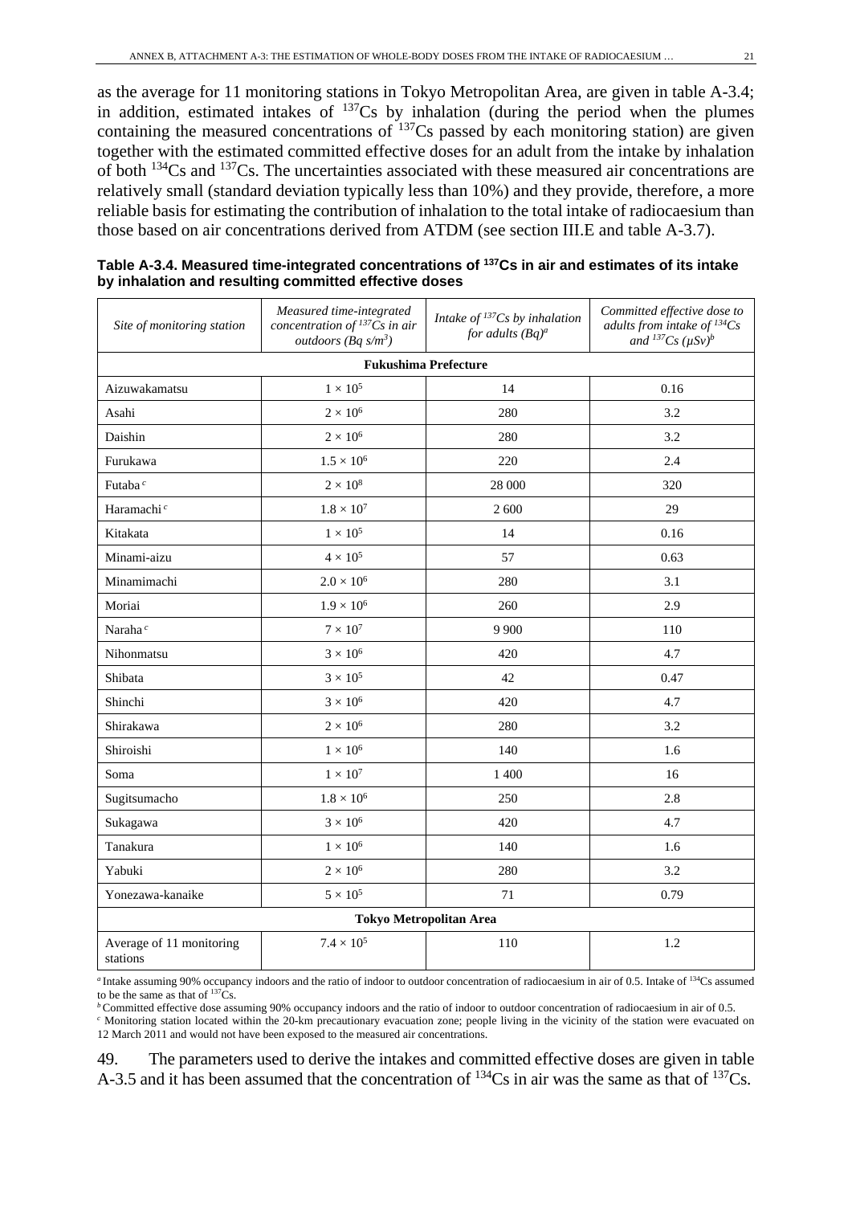as the average for 11 monitoring stations in Tokyo Metropolitan Area, are given in table A-3.4; in addition, estimated intakes of $^{137}$Cs by inhalation (during the period when the plumes containing the measured concentrations of $^{137}$Cs passed by each monitoring station) are given together with the estimated committed effective doses for an adult from the intake by inhalation of both $^{134}$Cs and $^{137}$Cs. The uncertainties associated with these measured air concentrations are relatively small (standard deviation typically less than 10%) and they provide, therefore, a more reliable basis for estimating the contribution of inhalation to the total intake of radiocaesium than those based on air concentrations derived from ATDM (see section III.E and table A-3.7).

**Table A-3.4. Measured time-integrated concentrations of $^{137}$Cs in air and estimates of its intake by inhalation and resulting committed effective doses**

| *Site of monitoring station* | *Measured time-integrated concentration of $^{137}$Cs in air outdoors (Bq s/m$^3$)* | *Intake of $^{137}$Cs by inhalation for adults (Bq)[a]* | *Committed effective dose to adults from intake of $^{134}$Cs and $^{137}$Cs (μSv)[b]* |
|---|---|---|---|
| **Fukushima Prefecture** | | | |
| Aizuwakamatsu | $1 \times 10^5$ | 14 | 0.16 |
| Asahi | $2 \times 10^6$ | 280 | 3.2 |
| Daishin | $2 \times 10^6$ | 280 | 3.2 |
| Furukawa | $1.5 \times 10^6$ | 220 | 2.4 |
| Futaba [c] | $2 \times 10^8$ | 28 000 | 320 |
| Haramachi [c] | $1.8 \times 10^7$ | 2 600 | 29 |
| Kitakata | $1 \times 10^5$ | 14 | 0.16 |
| Minami-aizu | $4 \times 10^5$ | 57 | 0.63 |
| Minamimachi | $2.0 \times 10^6$ | 280 | 3.1 |
| Moriai | $1.9 \times 10^6$ | 260 | 2.9 |
| Naraha [c] | $7 \times 10^7$ | 9 900 | 110 |
| Nihonmatsu | $3 \times 10^6$ | 420 | 4.7 |
| Shibata | $3 \times 10^5$ | 42 | 0.47 |
| Shinchi | $3 \times 10^6$ | 420 | 4.7 |
| Shirakawa | $2 \times 10^6$ | 280 | 3.2 |
| Shiroishi | $1 \times 10^6$ | 140 | 1.6 |
| Soma | $1 \times 10^7$ | 1 400 | 16 |
| Sugitsumacho | $1.8 \times 10^6$ | 250 | 2.8 |
| Sukagawa | $3 \times 10^6$ | 420 | 4.7 |
| Tanakura | $1 \times 10^6$ | 140 | 1.6 |
| Yabuki | $2 \times 10^6$ | 280 | 3.2 |
| Yonezawa-kanaike | $5 \times 10^5$ | 71 | 0.79 |
| **Tokyo Metropolitan Area** | | | |
| Average of 11 monitoring stations | $7.4 \times 10^5$ | 110 | 1.2 |

[a] Intake assuming 90% occupancy indoors and the ratio of indoor to outdoor concentration of radiocaesium in air of 0.5. Intake of $^{134}$Cs assumed to be the same as that of $^{137}$Cs.

[b] Committed effective dose assuming 90% occupancy indoors and the ratio of indoor to outdoor concentration of radiocaesium in air of 0.5.

[c] Monitoring station located within the 20-km precautionary evacuation zone; people living in the vicinity of the station were evacuated on 12 March 2011 and would not have been exposed to the measured air concentrations.

49. The parameters used to derive the intakes and committed effective doses are given in table A-3.5 and it has been assumed that the concentration of $^{134}$Cs in air was the same as that of $^{137}$Cs.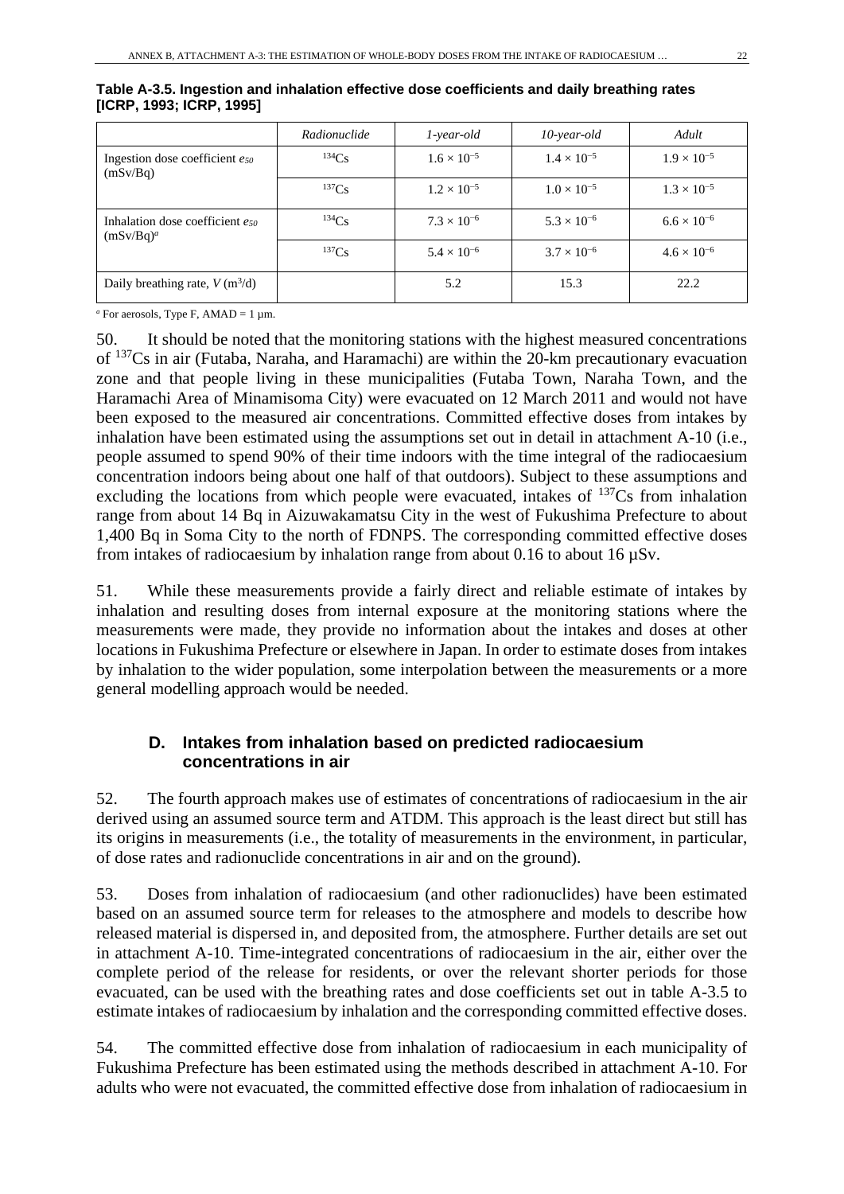**Table A-3.5. Ingestion and inhalation effective dose coefficients and daily breathing rates [ICRP, 1993; ICRP, 1995]**

| | *Radionuclide* | *1-year-old* | *10-year-old* | *Adult* |
|---|---|---|---|---|
| Ingestion dose coefficient $e_{50}$ (mSv/Bq) | $^{134}Cs$ | $1.6 \times 10^{-5}$ | $1.4 \times 10^{-5}$ | $1.9 \times 10^{-5}$ |
| | $^{137}Cs$ | $1.2 \times 10^{-5}$ | $1.0 \times 10^{-5}$ | $1.3 \times 10^{-5}$ |
| Inhalation dose coefficient $e_{50}$ (mSv/Bq)[a] | $^{134}Cs$ | $7.3 \times 10^{-6}$ | $5.3 \times 10^{-6}$ | $6.6 \times 10^{-6}$ |
| | $^{137}Cs$ | $5.4 \times 10^{-6}$ | $3.7 \times 10^{-6}$ | $4.6 \times 10^{-6}$ |
| Daily breathing rate, $V$ ($m^3$/d) | | 5.2 | 15.3 | 22.2 |

[a] For aerosols, Type F, AMAD = 1 µm.

50. It should be noted that the monitoring stations with the highest measured concentrations of $^{137}Cs$ in air (Futaba, Naraha, and Haramachi) are within the 20-km precautionary evacuation zone and that people living in these municipalities (Futaba Town, Naraha Town, and the Haramachi Area of Minamisoma City) were evacuated on 12 March 2011 and would not have been exposed to the measured air concentrations. Committed effective doses from intakes by inhalation have been estimated using the assumptions set out in detail in attachment A-10 (i.e., people assumed to spend 90% of their time indoors with the time integral of the radiocaesium concentration indoors being about one half of that outdoors). Subject to these assumptions and excluding the locations from which people were evacuated, intakes of $^{137}Cs$ from inhalation range from about 14 Bq in Aizuwakamatsu City in the west of Fukushima Prefecture to about 1,400 Bq in Soma City to the north of FDNPS. The corresponding committed effective doses from intakes of radiocaesium by inhalation range from about 0.16 to about 16 µSv.

51. While these measurements provide a fairly direct and reliable estimate of intakes by inhalation and resulting doses from internal exposure at the monitoring stations where the measurements were made, they provide no information about the intakes and doses at other locations in Fukushima Prefecture or elsewhere in Japan. In order to estimate doses from intakes by inhalation to the wider population, some interpolation between the measurements or a more general modelling approach would be needed.

## D. Intakes from inhalation based on predicted radiocaesium concentrations in air

52. The fourth approach makes use of estimates of concentrations of radiocaesium in the air derived using an assumed source term and ATDM. This approach is the least direct but still has its origins in measurements (i.e., the totality of measurements in the environment, in particular, of dose rates and radionuclide concentrations in air and on the ground).

53. Doses from inhalation of radiocaesium (and other radionuclides) have been estimated based on an assumed source term for releases to the atmosphere and models to describe how released material is dispersed in, and deposited from, the atmosphere. Further details are set out in attachment A-10. Time-integrated concentrations of radiocaesium in the air, either over the complete period of the release for residents, or over the relevant shorter periods for those evacuated, can be used with the breathing rates and dose coefficients set out in table A-3.5 to estimate intakes of radiocaesium by inhalation and the corresponding committed effective doses.

54. The committed effective dose from inhalation of radiocaesium in each municipality of Fukushima Prefecture has been estimated using the methods described in attachment A-10. For adults who were not evacuated, the committed effective dose from inhalation of radiocaesium in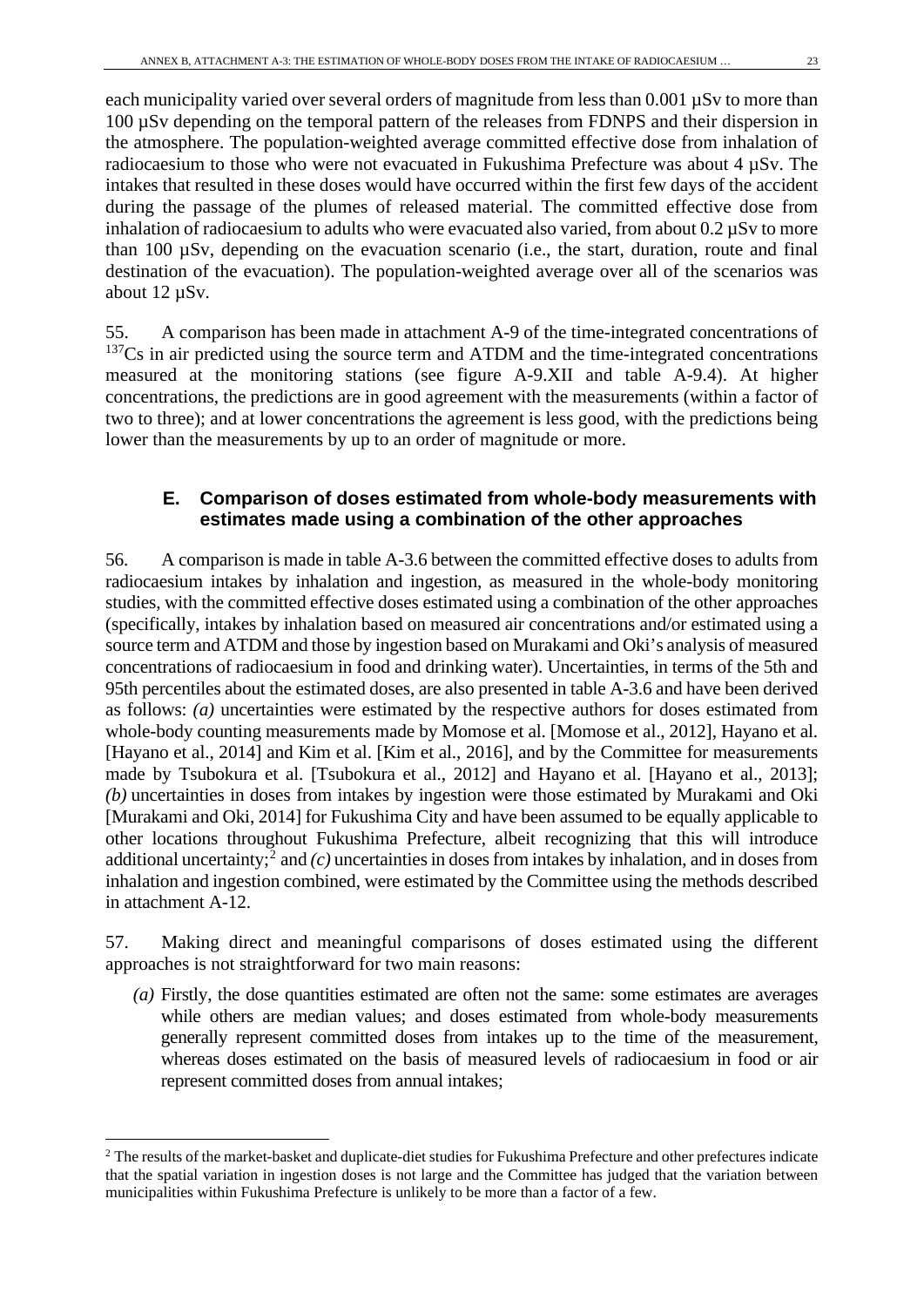each municipality varied over several orders of magnitude from less than 0.001 µSv to more than 100 µSv depending on the temporal pattern of the releases from FDNPS and their dispersion in the atmosphere. The population-weighted average committed effective dose from inhalation of radiocaesium to those who were not evacuated in Fukushima Prefecture was about 4 µSv. The intakes that resulted in these doses would have occurred within the first few days of the accident during the passage of the plumes of released material. The committed effective dose from inhalation of radiocaesium to adults who were evacuated also varied, from about 0.2 µSv to more than 100 µSv, depending on the evacuation scenario (i.e., the start, duration, route and final destination of the evacuation). The population-weighted average over all of the scenarios was about 12 µSv.

55. A comparison has been made in attachment A-9 of the time-integrated concentrations of $^{137}$Cs in air predicted using the source term and ATDM and the time-integrated concentrations measured at the monitoring stations (see figure A-9.XII and table A-9.4). At higher concentrations, the predictions are in good agreement with the measurements (within a factor of two to three); and at lower concentrations the agreement is less good, with the predictions being lower than the measurements by up to an order of magnitude or more.

## E. Comparison of doses estimated from whole-body measurements with estimates made using a combination of the other approaches

56. A comparison is made in table A-3.6 between the committed effective doses to adults from radiocaesium intakes by inhalation and ingestion, as measured in the whole-body monitoring studies, with the committed effective doses estimated using a combination of the other approaches (specifically, intakes by inhalation based on measured air concentrations and/or estimated using a source term and ATDM and those by ingestion based on Murakami and Oki's analysis of measured concentrations of radiocaesium in food and drinking water). Uncertainties, in terms of the 5th and 95th percentiles about the estimated doses, are also presented in table A-3.6 and have been derived as follows: *(a)* uncertainties were estimated by the respective authors for doses estimated from whole-body counting measurements made by Momose et al. [Momose et al., 2012], Hayano et al. [Hayano et al., 2014] and Kim et al. [Kim et al., 2016], and by the Committee for measurements made by Tsubokura et al. [Tsubokura et al., 2012] and Hayano et al. [Hayano et al., 2013]; *(b)* uncertainties in doses from intakes by ingestion were those estimated by Murakami and Oki [Murakami and Oki, 2014] for Fukushima City and have been assumed to be equally applicable to other locations throughout Fukushima Prefecture, albeit recognizing that this will introduce additional uncertainty;[2] and *(c)* uncertainties in doses from intakes by inhalation, and in doses from inhalation and ingestion combined, were estimated by the Committee using the methods described in attachment A-12.

57. Making direct and meaningful comparisons of doses estimated using the different approaches is not straightforward for two main reasons:

*(a)* Firstly, the dose quantities estimated are often not the same: some estimates are averages while others are median values; and doses estimated from whole-body measurements generally represent committed doses from intakes up to the time of the measurement, whereas doses estimated on the basis of measured levels of radiocaesium in food or air represent committed doses from annual intakes;

[2] The results of the market-basket and duplicate-diet studies for Fukushima Prefecture and other prefectures indicate that the spatial variation in ingestion doses is not large and the Committee has judged that the variation between municipalities within Fukushima Prefecture is unlikely to be more than a factor of a few.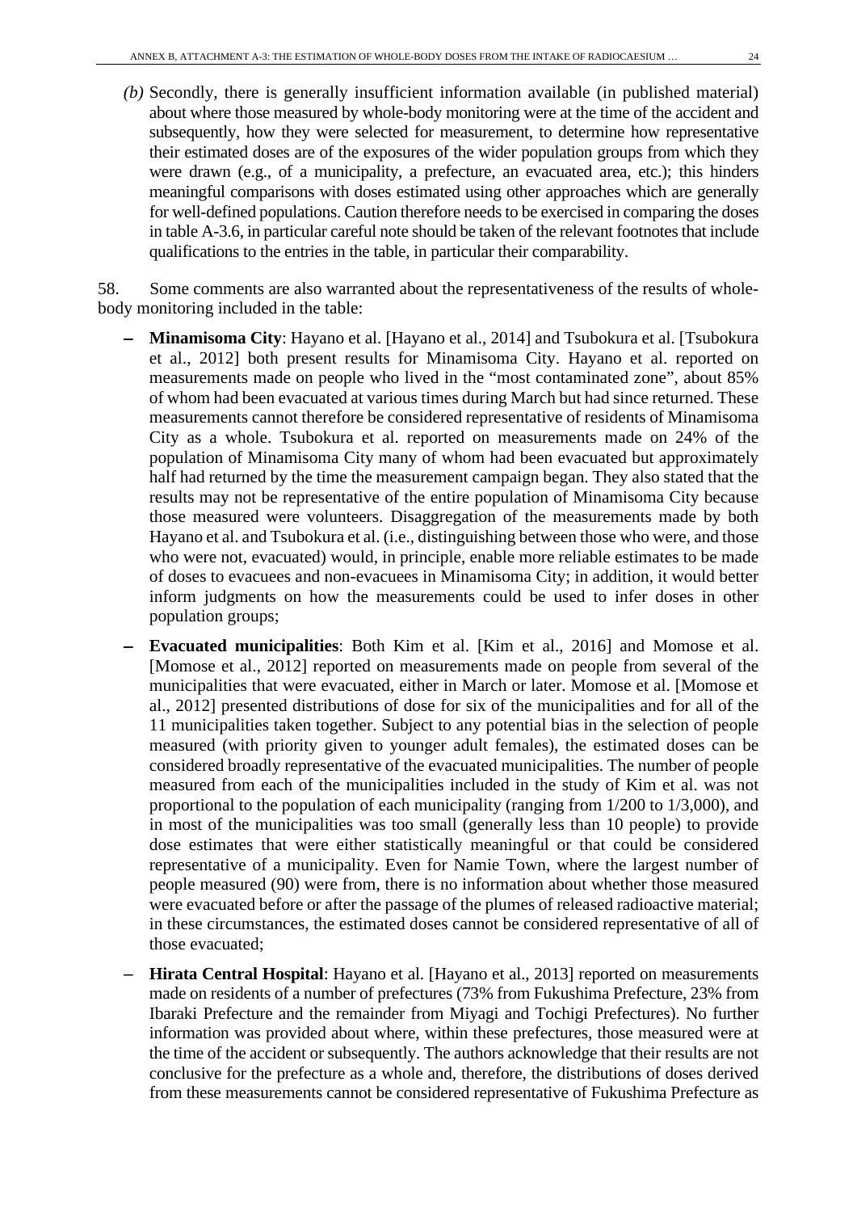*(b)* Secondly, there is generally insufficient information available (in published material) about where those measured by whole-body monitoring were at the time of the accident and subsequently, how they were selected for measurement, to determine how representative their estimated doses are of the exposures of the wider population groups from which they were drawn (e.g., of a municipality, a prefecture, an evacuated area, etc.); this hinders meaningful comparisons with doses estimated using other approaches which are generally for well-defined populations. Caution therefore needs to be exercised in comparing the doses in table A-3.6, in particular careful note should be taken of the relevant footnotes that include qualifications to the entries in the table, in particular their comparability.

58. Some comments are also warranted about the representativeness of the results of whole-body monitoring included in the table:

- **Minamisoma City**: Hayano et al. [Hayano et al., 2014] and Tsubokura et al. [Tsubokura et al., 2012] both present results for Minamisoma City. Hayano et al. reported on measurements made on people who lived in the "most contaminated zone", about 85% of whom had been evacuated at various times during March but had since returned. These measurements cannot therefore be considered representative of residents of Minamisoma City as a whole. Tsubokura et al. reported on measurements made on 24% of the population of Minamisoma City many of whom had been evacuated but approximately half had returned by the time the measurement campaign began. They also stated that the results may not be representative of the entire population of Minamisoma City because those measured were volunteers. Disaggregation of the measurements made by both Hayano et al. and Tsubokura et al. (i.e., distinguishing between those who were, and those who were not, evacuated) would, in principle, enable more reliable estimates to be made of doses to evacuees and non-evacuees in Minamisoma City; in addition, it would better inform judgments on how the measurements could be used to infer doses in other population groups;
- **Evacuated municipalities**: Both Kim et al. [Kim et al., 2016] and Momose et al. [Momose et al., 2012] reported on measurements made on people from several of the municipalities that were evacuated, either in March or later. Momose et al. [Momose et al., 2012] presented distributions of dose for six of the municipalities and for all of the 11 municipalities taken together. Subject to any potential bias in the selection of people measured (with priority given to younger adult females), the estimated doses can be considered broadly representative of the evacuated municipalities. The number of people measured from each of the municipalities included in the study of Kim et al. was not proportional to the population of each municipality (ranging from 1/200 to 1/3,000), and in most of the municipalities was too small (generally less than 10 people) to provide dose estimates that were either statistically meaningful or that could be considered representative of a municipality. Even for Namie Town, where the largest number of people measured (90) were from, there is no information about whether those measured were evacuated before or after the passage of the plumes of released radioactive material; in these circumstances, the estimated doses cannot be considered representative of all of those evacuated;
- **Hirata Central Hospital**: Hayano et al. [Hayano et al., 2013] reported on measurements made on residents of a number of prefectures (73% from Fukushima Prefecture, 23% from Ibaraki Prefecture and the remainder from Miyagi and Tochigi Prefectures). No further information was provided about where, within these prefectures, those measured were at the time of the accident or subsequently. The authors acknowledge that their results are not conclusive for the prefecture as a whole and, therefore, the distributions of doses derived from these measurements cannot be considered representative of Fukushima Prefecture as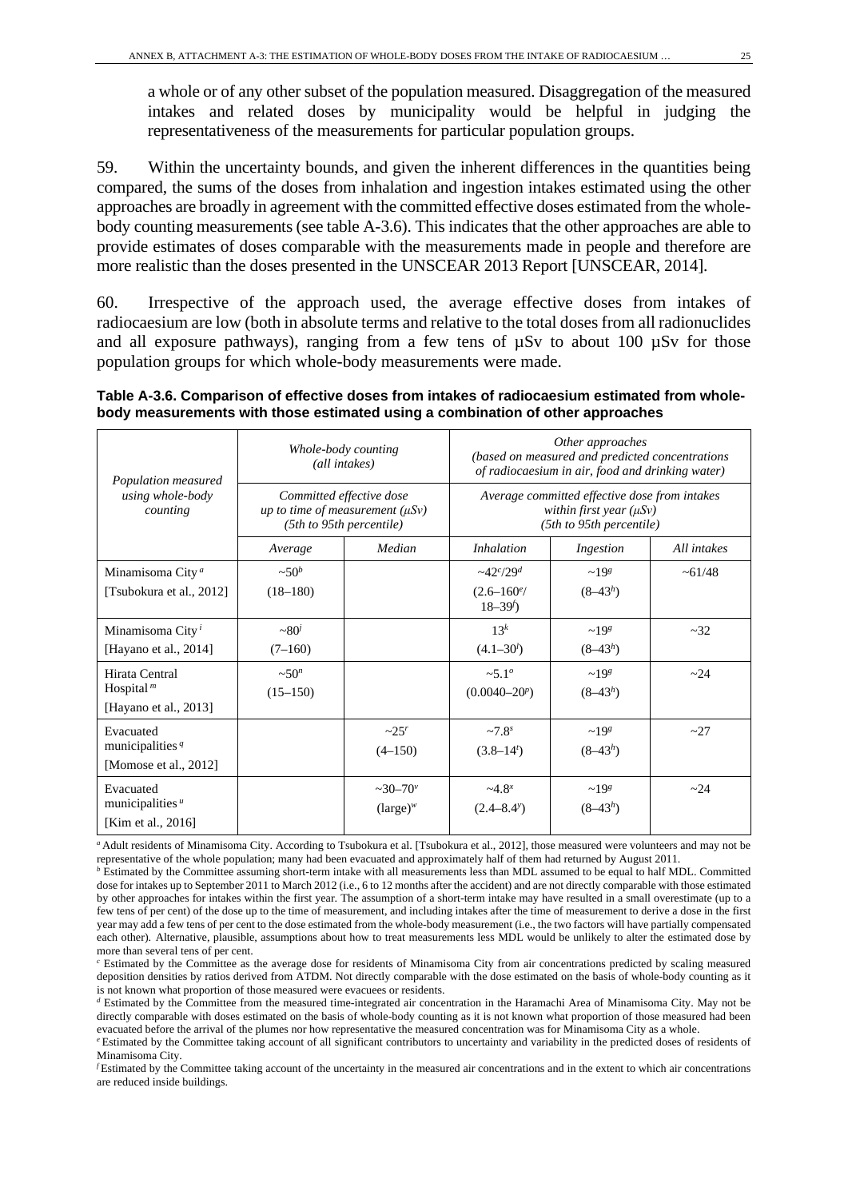a whole or of any other subset of the population measured. Disaggregation of the measured intakes and related doses by municipality would be helpful in judging the representativeness of the measurements for particular population groups.

59. Within the uncertainty bounds, and given the inherent differences in the quantities being compared, the sums of the doses from inhalation and ingestion intakes estimated using the other approaches are broadly in agreement with the committed effective doses estimated from the whole-body counting measurements (see table A-3.6). This indicates that the other approaches are able to provide estimates of doses comparable with the measurements made in people and therefore are more realistic than the doses presented in the UNSCEAR 2013 Report [UNSCEAR, 2014].

60. Irrespective of the approach used, the average effective doses from intakes of radiocaesium are low (both in absolute terms and relative to the total doses from all radionuclides and all exposure pathways), ranging from a few tens of µSv to about 100 µSv for those population groups for which whole-body measurements were made.

**Table A-3.6. Comparison of effective doses from intakes of radiocaesium estimated from whole-body measurements with those estimated using a combination of other approaches**

| *Population measured using whole-body counting* | *Whole-body counting (all intakes)* | | *Other approaches (based on measured and predicted concentrations of radiocaesium in air, food and drinking water)* | | |
|---|---|---|---|---|---|
| | *Committed effective dose up to time of measurement (µSv) (5th to 95th percentile)* | | *Average committed effective dose from intakes within first year (µSv) (5th to 95th percentile)* | | |
| | *Average* | *Median* | *Inhalation* | *Ingestion* | *All intakes* |
| Minamisoma City [a] [Tsubokura et al., 2012] | ~50[b] (18–180) | | ~42[c]/29[d] (2.6–160[e]/ 18–39[f]) | ~19[g] (8–43[h]) | ~61/48 |
| Minamisoma City [i] [Hayano et al., 2014] | ~80[j] (7–160) | | 13[k] (4.1–30[l]) | ~19[g] (8–43[h]) | ~32 |
| Hirata Central Hospital [m] [Hayano et al., 2013] | ~50[n] (15–150) | | ~5.1[o] (0.0040–20[p]) | ~19[g] (8–43[h]) | ~24 |
| Evacuated municipalities [q] [Momose et al., 2012] | | ~25[r] (4–150) | ~7.8[s] (3.8–14[t]) | ~19[g] (8–43[h]) | ~27 |
| Evacuated municipalities [u] [Kim et al., 2016] | | ~30–70[v] (large)[w] | ~4.8[x] (2.4–8.4[y]) | ~19[g] (8–43[h]) | ~24 |

[a] Adult residents of Minamisoma City. According to Tsubokura et al. [Tsubokura et al., 2012], those measured were volunteers and may not be representative of the whole population; many had been evacuated and approximately half of them had returned by August 2011.

[b] Estimated by the Committee assuming short-term intake with all measurements less than MDL assumed to be equal to half MDL. Committed dose for intakes up to September 2011 to March 2012 (i.e., 6 to 12 months after the accident) and are not directly comparable with those estimated by other approaches for intakes within the first year. The assumption of a short-term intake may have resulted in a small overestimate (up to a few tens of per cent) of the dose up to the time of measurement, and including intakes after the time of measurement to derive a dose in the first year may add a few tens of per cent to the dose estimated from the whole-body measurement (i.e., the two factors will have partially compensated each other). Alternative, plausible, assumptions about how to treat measurements less MDL would be unlikely to alter the estimated dose by more than several tens of per cent.

[c] Estimated by the Committee as the average dose for residents of Minamisoma City from air concentrations predicted by scaling measured deposition densities by ratios derived from ATDM. Not directly comparable with the dose estimated on the basis of whole-body counting as it is not known what proportion of those measured were evacuees or residents.

[d] Estimated by the Committee from the measured time-integrated air concentration in the Haramachi Area of Minamisoma City. May not be directly comparable with doses estimated on the basis of whole-body counting as it is not known what proportion of those measured had been evacuated before the arrival of the plumes nor how representative the measured concentration was for Minamisoma City as a whole.

[e] Estimated by the Committee taking account of all significant contributors to uncertainty and variability in the predicted doses of residents of Minamisoma City.

[f] Estimated by the Committee taking account of the uncertainty in the measured air concentrations and in the extent to which air concentrations are reduced inside buildings.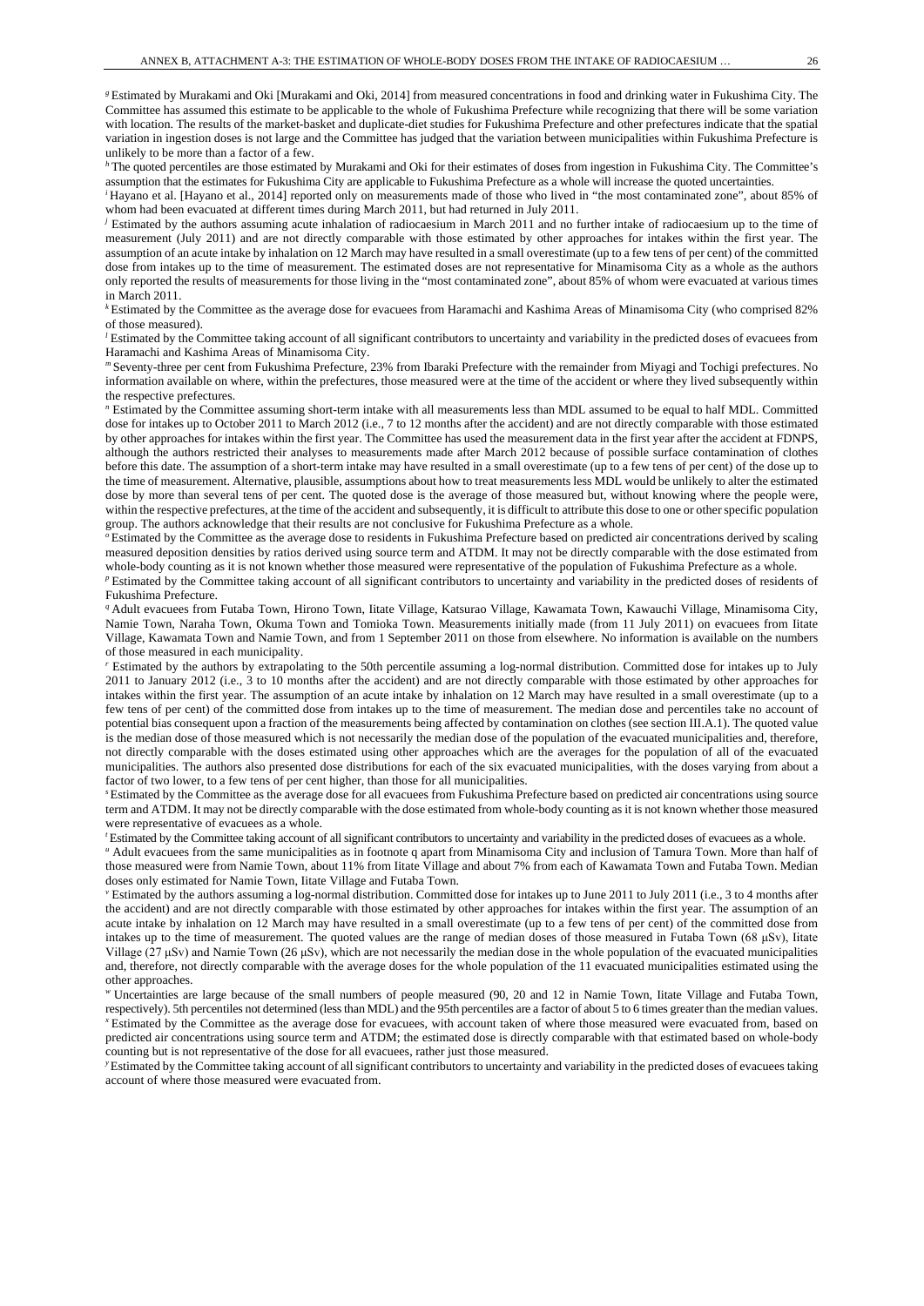[g] Estimated by Murakami and Oki [Murakami and Oki, 2014] from measured concentrations in food and drinking water in Fukushima City. The Committee has assumed this estimate to be applicable to the whole of Fukushima Prefecture while recognizing that there will be some variation with location. The results of the market-basket and duplicate-diet studies for Fukushima Prefecture and other prefectures indicate that the spatial variation in ingestion doses is not large and the Committee has judged that the variation between municipalities within Fukushima Prefecture is unlikely to be more than a factor of a few.

[h] The quoted percentiles are those estimated by Murakami and Oki for their estimates of doses from ingestion in Fukushima City. The Committee's assumption that the estimates for Fukushima City are applicable to Fukushima Prefecture as a whole will increase the quoted uncertainties.

[i] Hayano et al. [Hayano et al., 2014] reported only on measurements made of those who lived in "the most contaminated zone", about 85% of whom had been evacuated at different times during March 2011, but had returned in July 2011.

[j] Estimated by the authors assuming acute inhalation of radiocaesium in March 2011 and no further intake of radiocaesium up to the time of measurement (July 2011) and are not directly comparable with those estimated by other approaches for intakes within the first year. The assumption of an acute intake by inhalation on 12 March may have resulted in a small overestimate (up to a few tens of per cent) of the committed dose from intakes up to the time of measurement. The estimated doses are not representative for Minamisoma City as a whole as the authors only reported the results of measurements for those living in the "most contaminated zone", about 85% of whom were evacuated at various times in March 2011.

[k] Estimated by the Committee as the average dose for evacuees from Haramachi and Kashima Areas of Minamisoma City (who comprised 82% of those measured).

[l] Estimated by the Committee taking account of all significant contributors to uncertainty and variability in the predicted doses of evacuees from Haramachi and Kashima Areas of Minamisoma City.

[m] Seventy-three per cent from Fukushima Prefecture, 23% from Ibaraki Prefecture with the remainder from Miyagi and Tochigi prefectures. No information available on where, within the prefectures, those measured were at the time of the accident or where they lived subsequently within the respective prefectures.

[n] Estimated by the Committee assuming short-term intake with all measurements less than MDL assumed to be equal to half MDL. Committed dose for intakes up to October 2011 to March 2012 (i.e., 7 to 12 months after the accident) and are not directly comparable with those estimated by other approaches for intakes within the first year. The Committee has used the measurement data in the first year after the accident at FDNPS, although the authors restricted their analyses to measurements made after March 2012 because of possible surface contamination of clothes before this date. The assumption of a short-term intake may have resulted in a small overestimate (up to a few tens of per cent) of the dose up to the time of measurement. Alternative, plausible, assumptions about how to treat measurements less MDL would be unlikely to alter the estimated dose by more than several tens of per cent. The quoted dose is the average of those measured but, without knowing where the people were, within the respective prefectures, at the time of the accident and subsequently, it is difficult to attribute this dose to one or other specific population group. The authors acknowledge that their results are not conclusive for Fukushima Prefecture as a whole.

[o] Estimated by the Committee as the average dose to residents in Fukushima Prefecture based on predicted air concentrations derived by scaling measured deposition densities by ratios derived using source term and ATDM. It may not be directly comparable with the dose estimated from whole-body counting as it is not known whether those measured were representative of the population of Fukushima Prefecture as a whole.

[p] Estimated by the Committee taking account of all significant contributors to uncertainty and variability in the predicted doses of residents of Fukushima Prefecture.

[q] Adult evacuees from Futaba Town, Hirono Town, Iitate Village, Katsurao Village, Kawamata Town, Kawauchi Village, Minamisoma City, Namie Town, Naraha Town, Okuma Town and Tomioka Town. Measurements initially made (from 11 July 2011) on evacuees from Iitate Village, Kawamata Town and Namie Town, and from 1 September 2011 on those from elsewhere. No information is available on the numbers of those measured in each municipality.

[r] Estimated by the authors by extrapolating to the 50th percentile assuming a log-normal distribution. Committed dose for intakes up to July 2011 to January 2012 (i.e., 3 to 10 months after the accident) and are not directly comparable with those estimated by other approaches for intakes within the first year. The assumption of an acute intake by inhalation on 12 March may have resulted in a small overestimate (up to a few tens of per cent) of the committed dose from intakes up to the time of measurement. The median dose and percentiles take no account of potential bias consequent upon a fraction of the measurements being affected by contamination on clothes (see section III.A.1). The quoted value is the median dose of those measured which is not necessarily the median dose of the population of the evacuated municipalities and, therefore, not directly comparable with the doses estimated using other approaches which are the averages for the population of all of the evacuated municipalities. The authors also presented dose distributions for each of the six evacuated municipalities, with the doses varying from about a factor of two lower, to a few tens of per cent higher, than those for all municipalities.

[s] Estimated by the Committee as the average dose for all evacuees from Fukushima Prefecture based on predicted air concentrations using source term and ATDM. It may not be directly comparable with the dose estimated from whole-body counting as it is not known whether those measured were representative of evacuees as a whole.

[t] Estimated by the Committee taking account of all significant contributors to uncertainty and variability in the predicted doses of evacuees as a whole.

[u] Adult evacuees from the same municipalities as in footnote q apart from Minamisoma City and inclusion of Tamura Town. More than half of those measured were from Namie Town, about 11% from Iitate Village and about 7% from each of Kawamata Town and Futaba Town. Median doses only estimated for Namie Town, Iitate Village and Futaba Town.

[v] Estimated by the authors assuming a log-normal distribution. Committed dose for intakes up to June 2011 to July 2011 (i.e., 3 to 4 months after the accident) and are not directly comparable with those estimated by other approaches for intakes within the first year. The assumption of an acute intake by inhalation on 12 March may have resulted in a small overestimate (up to a few tens of per cent) of the committed dose from intakes up to the time of measurement. The quoted values are the range of median doses of those measured in Futaba Town (68 μSv), Iitate Village (27 μSv) and Namie Town (26 μSv), which are not necessarily the median dose in the whole population of the evacuated municipalities and, therefore, not directly comparable with the average doses for the whole population of the 11 evacuated municipalities estimated using the other approaches.

[w] Uncertainties are large because of the small numbers of people measured (90, 20 and 12 in Namie Town, Iitate Village and Futaba Town, respectively). 5th percentiles not determined (less than MDL) and the 95th percentiles are a factor of about 5 to 6 times greater than the median values.

[x] Estimated by the Committee as the average dose for evacuees, with account taken of where those measured were evacuated from, based on predicted air concentrations using source term and ATDM; the estimated dose is directly comparable with that estimated based on whole-body counting but is not representative of the dose for all evacuees, rather just those measured.

[y] Estimated by the Committee taking account of all significant contributors to uncertainty and variability in the predicted doses of evacuees taking account of where those measured were evacuated from.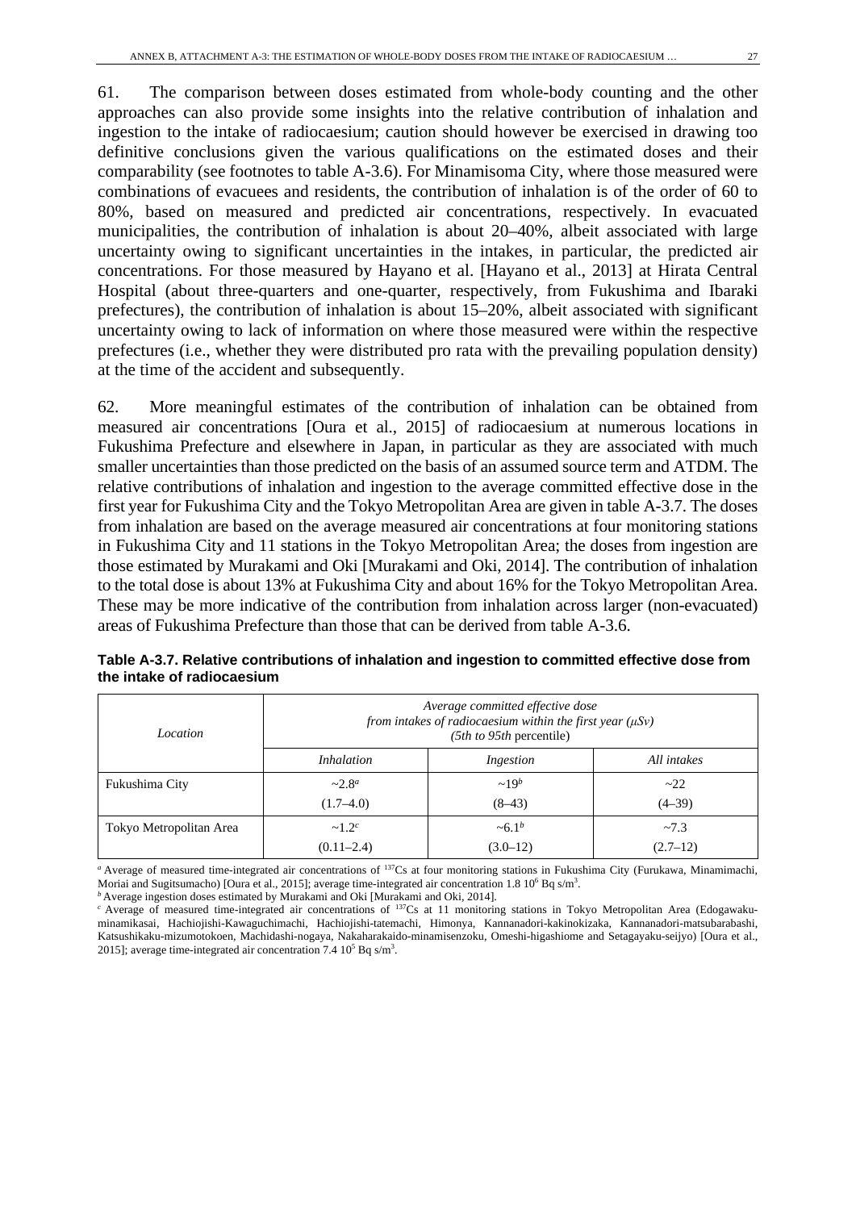61. The comparison between doses estimated from whole-body counting and the other approaches can also provide some insights into the relative contribution of inhalation and ingestion to the intake of radiocaesium; caution should however be exercised in drawing too definitive conclusions given the various qualifications on the estimated doses and their comparability (see footnotes to table A-3.6). For Minamisoma City, where those measured were combinations of evacuees and residents, the contribution of inhalation is of the order of 60 to 80%, based on measured and predicted air concentrations, respectively. In evacuated municipalities, the contribution of inhalation is about 20–40%, albeit associated with large uncertainty owing to significant uncertainties in the intakes, in particular, the predicted air concentrations. For those measured by Hayano et al. [Hayano et al., 2013] at Hirata Central Hospital (about three-quarters and one-quarter, respectively, from Fukushima and Ibaraki prefectures), the contribution of inhalation is about 15–20%, albeit associated with significant uncertainty owing to lack of information on where those measured were within the respective prefectures (i.e., whether they were distributed pro rata with the prevailing population density) at the time of the accident and subsequently.

62. More meaningful estimates of the contribution of inhalation can be obtained from measured air concentrations [Oura et al., 2015] of radiocaesium at numerous locations in Fukushima Prefecture and elsewhere in Japan, in particular as they are associated with much smaller uncertainties than those predicted on the basis of an assumed source term and ATDM. The relative contributions of inhalation and ingestion to the average committed effective dose in the first year for Fukushima City and the Tokyo Metropolitan Area are given in table A-3.7. The doses from inhalation are based on the average measured air concentrations at four monitoring stations in Fukushima City and 11 stations in the Tokyo Metropolitan Area; the doses from ingestion are those estimated by Murakami and Oki [Murakami and Oki, 2014]. The contribution of inhalation to the total dose is about 13% at Fukushima City and about 16% for the Tokyo Metropolitan Area. These may be more indicative of the contribution from inhalation across larger (non-evacuated) areas of Fukushima Prefecture than those that can be derived from table A-3.6.

**Table A-3.7. Relative contributions of inhalation and ingestion to committed effective dose from the intake of radiocaesium**

| *Location* | *Average committed effective dose from intakes of radiocaesium within the first year (μSv)* (*5th to 95th* percentile) | | |
|---|---|---|---|
| | *Inhalation* | *Ingestion* | *All intakes* |
| Fukushima City | ~2.8[a] (1.7–4.0) | ~19[b] (8–43) | ~22 (4–39) |
| Tokyo Metropolitan Area | ~1.2[c] (0.11–2.4) | ~6.1[b] (3.0–12) | ~7.3 (2.7–12) |

[a] Average of measured time-integrated air concentrations of $^{137}$Cs at four monitoring stations in Fukushima City (Furukawa, Minamimachi, Moriai and Sugitsumacho) [Oura et al., 2015]; average time-integrated air concentration 1.8 $10^6$ Bq s/m$^3$.

[b] Average ingestion doses estimated by Murakami and Oki [Murakami and Oki, 2014].

[c] Average of measured time-integrated air concentrations of $^{137}$Cs at 11 monitoring stations in Tokyo Metropolitan Area (Edogawaku-minamikasai, Hachiojishi-Kawaguchimachi, Hachiojishi-tatemachi, Himonya, Kannanadori-kakinokizaka, Kannanadori-matsubarabashi, Katsushikaku-mizumotokoen, Machidashi-nogaya, Nakaharakaido-minamisenzoku, Omeshi-higashiome and Setagayaku-seijyo) [Oura et al., 2015]; average time-integrated air concentration 7.4 $10^5$ Bq s/m$^3$.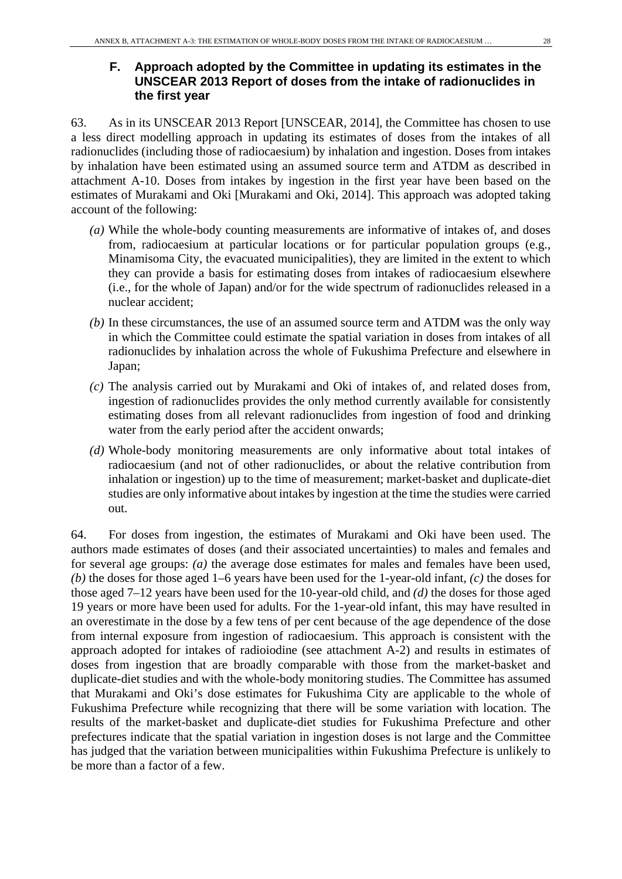## F. Approach adopted by the Committee in updating its estimates in the UNSCEAR 2013 Report of doses from the intake of radionuclides in the first year

63. As in its UNSCEAR 2013 Report [UNSCEAR, 2014], the Committee has chosen to use a less direct modelling approach in updating its estimates of doses from the intakes of all radionuclides (including those of radiocaesium) by inhalation and ingestion. Doses from intakes by inhalation have been estimated using an assumed source term and ATDM as described in attachment A-10. Doses from intakes by ingestion in the first year have been based on the estimates of Murakami and Oki [Murakami and Oki, 2014]. This approach was adopted taking account of the following:

*(a)* While the whole-body counting measurements are informative of intakes of, and doses from, radiocaesium at particular locations or for particular population groups (e.g., Minamisoma City, the evacuated municipalities), they are limited in the extent to which they can provide a basis for estimating doses from intakes of radiocaesium elsewhere (i.e., for the whole of Japan) and/or for the wide spectrum of radionuclides released in a nuclear accident;

*(b)* In these circumstances, the use of an assumed source term and ATDM was the only way in which the Committee could estimate the spatial variation in doses from intakes of all radionuclides by inhalation across the whole of Fukushima Prefecture and elsewhere in Japan;

*(c)* The analysis carried out by Murakami and Oki of intakes of, and related doses from, ingestion of radionuclides provides the only method currently available for consistently estimating doses from all relevant radionuclides from ingestion of food and drinking water from the early period after the accident onwards;

*(d)* Whole-body monitoring measurements are only informative about total intakes of radiocaesium (and not of other radionuclides, or about the relative contribution from inhalation or ingestion) up to the time of measurement; market-basket and duplicate-diet studies are only informative about intakes by ingestion at the time the studies were carried out.

64. For doses from ingestion, the estimates of Murakami and Oki have been used. The authors made estimates of doses (and their associated uncertainties) to males and females and for several age groups: *(a)* the average dose estimates for males and females have been used, *(b)* the doses for those aged 1–6 years have been used for the 1-year-old infant, *(c)* the doses for those aged 7–12 years have been used for the 10-year-old child, and *(d)* the doses for those aged 19 years or more have been used for adults. For the 1-year-old infant, this may have resulted in an overestimate in the dose by a few tens of per cent because of the age dependence of the dose from internal exposure from ingestion of radiocaesium. This approach is consistent with the approach adopted for intakes of radioiodine (see attachment A-2) and results in estimates of doses from ingestion that are broadly comparable with those from the market-basket and duplicate-diet studies and with the whole-body monitoring studies. The Committee has assumed that Murakami and Oki's dose estimates for Fukushima City are applicable to the whole of Fukushima Prefecture while recognizing that there will be some variation with location. The results of the market-basket and duplicate-diet studies for Fukushima Prefecture and other prefectures indicate that the spatial variation in ingestion doses is not large and the Committee has judged that the variation between municipalities within Fukushima Prefecture is unlikely to be more than a factor of a few.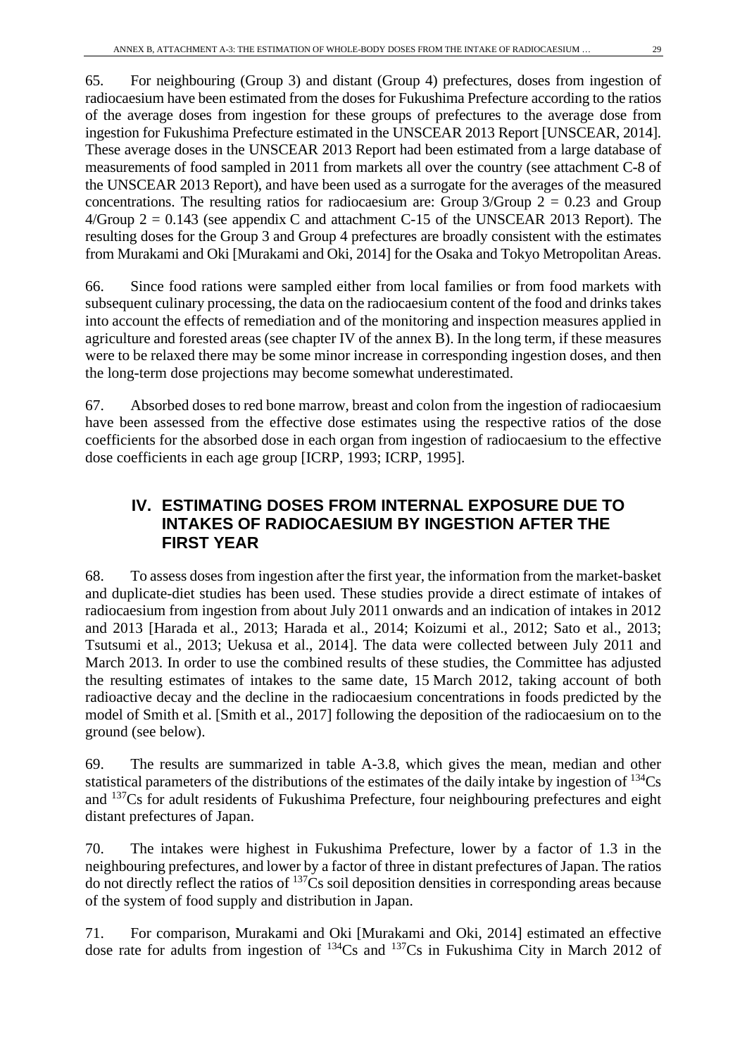65. For neighbouring (Group 3) and distant (Group 4) prefectures, doses from ingestion of radiocaesium have been estimated from the doses for Fukushima Prefecture according to the ratios of the average doses from ingestion for these groups of prefectures to the average dose from ingestion for Fukushima Prefecture estimated in the UNSCEAR 2013 Report [UNSCEAR, 2014]. These average doses in the UNSCEAR 2013 Report had been estimated from a large database of measurements of food sampled in 2011 from markets all over the country (see attachment C-8 of the UNSCEAR 2013 Report), and have been used as a surrogate for the averages of the measured concentrations. The resulting ratios for radiocaesium are: Group 3/Group 2 = 0.23 and Group 4/Group 2 = 0.143 (see appendix C and attachment C-15 of the UNSCEAR 2013 Report). The resulting doses for the Group 3 and Group 4 prefectures are broadly consistent with the estimates from Murakami and Oki [Murakami and Oki, 2014] for the Osaka and Tokyo Metropolitan Areas.

66. Since food rations were sampled either from local families or from food markets with subsequent culinary processing, the data on the radiocaesium content of the food and drinks takes into account the effects of remediation and of the monitoring and inspection measures applied in agriculture and forested areas (see chapter IV of the annex B). In the long term, if these measures were to be relaxed there may be some minor increase in corresponding ingestion doses, and then the long-term dose projections may become somewhat underestimated.

67. Absorbed doses to red bone marrow, breast and colon from the ingestion of radiocaesium have been assessed from the effective dose estimates using the respective ratios of the dose coefficients for the absorbed dose in each organ from ingestion of radiocaesium to the effective dose coefficients in each age group [ICRP, 1993; ICRP, 1995].

## IV. ESTIMATING DOSES FROM INTERNAL EXPOSURE DUE TO INTAKES OF RADIOCAESIUM BY INGESTION AFTER THE FIRST YEAR

68. To assess doses from ingestion after the first year, the information from the market-basket and duplicate-diet studies has been used. These studies provide a direct estimate of intakes of radiocaesium from ingestion from about July 2011 onwards and an indication of intakes in 2012 and 2013 [Harada et al., 2013; Harada et al., 2014; Koizumi et al., 2012; Sato et al., 2013; Tsutsumi et al., 2013; Uekusa et al., 2014]. The data were collected between July 2011 and March 2013. In order to use the combined results of these studies, the Committee has adjusted the resulting estimates of intakes to the same date, 15 March 2012, taking account of both radioactive decay and the decline in the radiocaesium concentrations in foods predicted by the model of Smith et al. [Smith et al., 2017] following the deposition of the radiocaesium on to the ground (see below).

69. The results are summarized in table A-3.8, which gives the mean, median and other statistical parameters of the distributions of the estimates of the daily intake by ingestion of $^{134}$Cs and $^{137}$Cs for adult residents of Fukushima Prefecture, four neighbouring prefectures and eight distant prefectures of Japan.

70. The intakes were highest in Fukushima Prefecture, lower by a factor of 1.3 in the neighbouring prefectures, and lower by a factor of three in distant prefectures of Japan. The ratios do not directly reflect the ratios of $^{137}$Cs soil deposition densities in corresponding areas because of the system of food supply and distribution in Japan.

71. For comparison, Murakami and Oki [Murakami and Oki, 2014] estimated an effective dose rate for adults from ingestion of $^{134}$Cs and $^{137}$Cs in Fukushima City in March 2012 of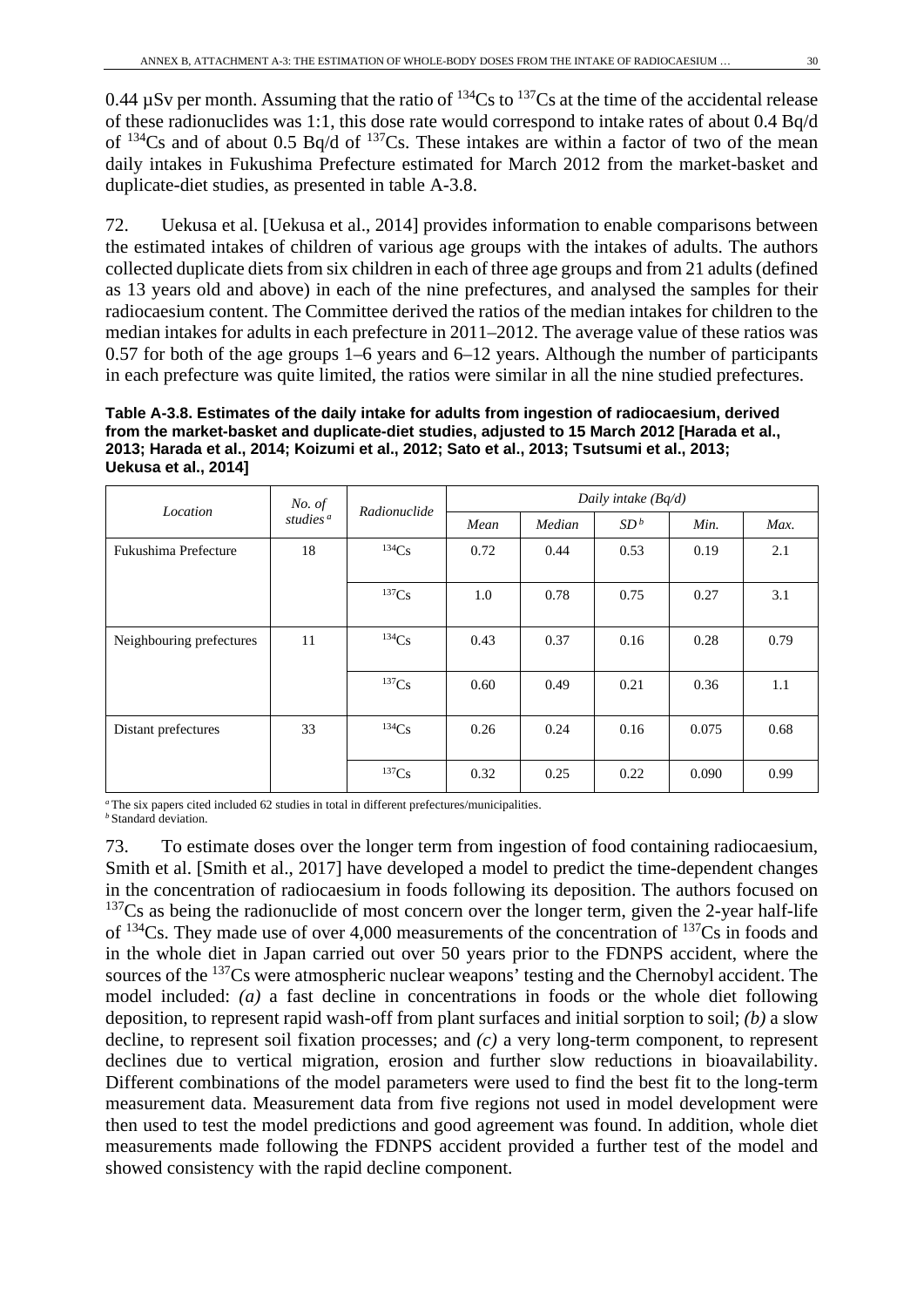0.44 µSv per month. Assuming that the ratio of $^{134}Cs$ to $^{137}Cs$ at the time of the accidental release of these radionuclides was 1:1, this dose rate would correspond to intake rates of about 0.4 Bq/d of $^{134}Cs$ and of about 0.5 Bq/d of $^{137}Cs$. These intakes are within a factor of two of the mean daily intakes in Fukushima Prefecture estimated for March 2012 from the market-basket and duplicate-diet studies, as presented in table A-3.8.

72. Uekusa et al. [Uekusa et al., 2014] provides information to enable comparisons between the estimated intakes of children of various age groups with the intakes of adults. The authors collected duplicate diets from six children in each of three age groups and from 21 adults (defined as 13 years old and above) in each of the nine prefectures, and analysed the samples for their radiocaesium content. The Committee derived the ratios of the median intakes for children to the median intakes for adults in each prefecture in 2011–2012. The average value of these ratios was 0.57 for both of the age groups 1–6 years and 6–12 years. Although the number of participants in each prefecture was quite limited, the ratios were similar in all the nine studied prefectures.

**Table A-3.8. Estimates of the daily intake for adults from ingestion of radiocaesium, derived from the market-basket and duplicate-diet studies, adjusted to 15 March 2012 [Harada et al., 2013; Harada et al., 2014; Koizumi et al., 2012; Sato et al., 2013; Tsutsumi et al., 2013; Uekusa et al., 2014]**

| *Location* | *No. of studies* [a] | *Radionuclide* | *Daily intake (Bq/d)* | | | | |
|---|---|---|---|---|---|---|---|
| | | | *Mean* | *Median* | *SD* [b] | *Min.* | *Max.* |
| Fukushima Prefecture | 18 | $^{134}Cs$ | 0.72 | 0.44 | 0.53 | 0.19 | 2.1 |
| | | $^{137}Cs$ | 1.0 | 0.78 | 0.75 | 0.27 | 3.1 |
| Neighbouring prefectures | 11 | $^{134}Cs$ | 0.43 | 0.37 | 0.16 | 0.28 | 0.79 |
| | | $^{137}Cs$ | 0.60 | 0.49 | 0.21 | 0.36 | 1.1 |
| Distant prefectures | 33 | $^{134}Cs$ | 0.26 | 0.24 | 0.16 | 0.075 | 0.68 |
| | | $^{137}Cs$ | 0.32 | 0.25 | 0.22 | 0.090 | 0.99 |

[a] The six papers cited included 62 studies in total in different prefectures/municipalities.
[b] Standard deviation.

73. To estimate doses over the longer term from ingestion of food containing radiocaesium, Smith et al. [Smith et al., 2017] have developed a model to predict the time-dependent changes in the concentration of radiocaesium in foods following its deposition. The authors focused on $^{137}Cs$ as being the radionuclide of most concern over the longer term, given the 2-year half-life of $^{134}Cs$. They made use of over 4,000 measurements of the concentration of $^{137}Cs$ in foods and in the whole diet in Japan carried out over 50 years prior to the FDNPS accident, where the sources of the $^{137}Cs$ were atmospheric nuclear weapons' testing and the Chernobyl accident. The model included: *(a)* a fast decline in concentrations in foods or the whole diet following deposition, to represent rapid wash-off from plant surfaces and initial sorption to soil; *(b)* a slow decline, to represent soil fixation processes; and *(c)* a very long-term component, to represent declines due to vertical migration, erosion and further slow reductions in bioavailability. Different combinations of the model parameters were used to find the best fit to the long-term measurement data. Measurement data from five regions not used in model development were then used to test the model predictions and good agreement was found. In addition, whole diet measurements made following the FDNPS accident provided a further test of the model and showed consistency with the rapid decline component.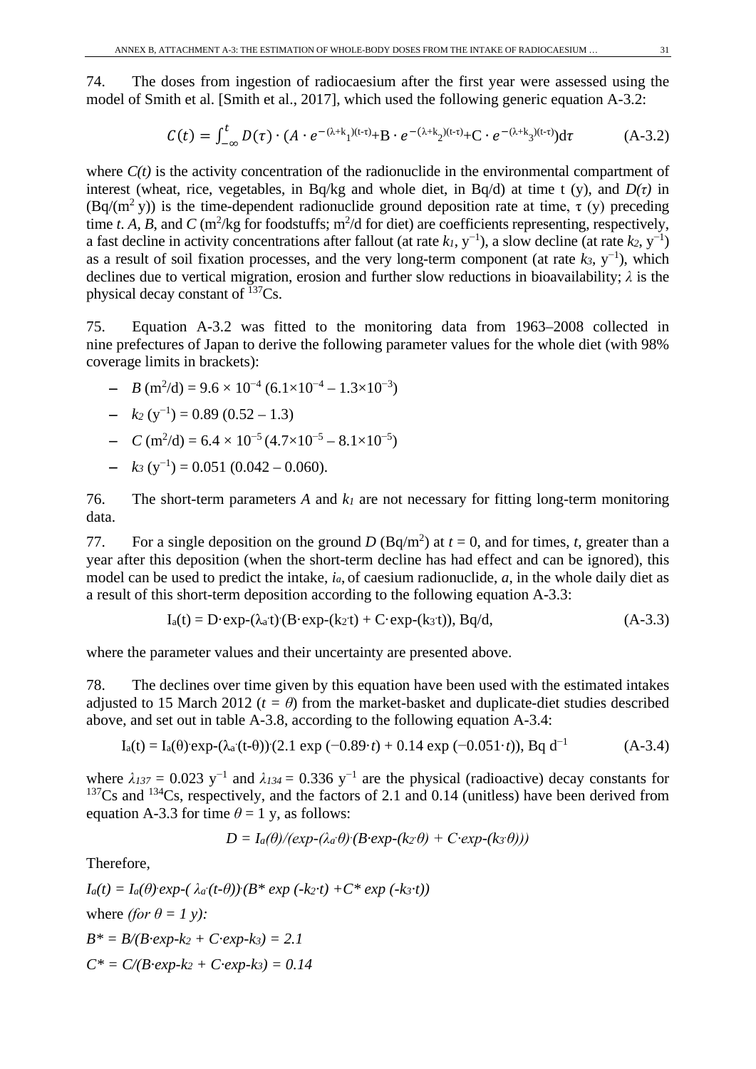74. The doses from ingestion of radiocaesium after the first year were assessed using the model of Smith et al. [Smith et al., 2017], which used the following generic equation A-3.2:

$$C(t) = \int_{-\infty}^{t} D(\tau) \cdot (A \cdot e^{-(\lambda+k_1)(t-\tau)} + B \cdot e^{-(\lambda+k_2)(t-\tau)} + C \cdot e^{-(\lambda+k_3)(t-\tau)}) d\tau \qquad \text{(A-3.2)}$$

where *C(t)* is the activity concentration of the radionuclide in the environmental compartment of interest (wheat, rice, vegetables, in Bq/kg and whole diet, in Bq/d) at time t (y), and *D(τ)* in (Bq/(m$^2$ y)) is the time-dependent radionuclide ground deposition rate at time, τ (y) preceding time *t*. *A*, *B*, and *C* (m$^2$/kg for foodstuffs; m$^2$/d for diet) are coefficients representing, respectively, a fast decline in activity concentrations after fallout (at rate $k_1$, y$^{-1}$), a slow decline (at rate $k_2$, y$^{-1}$) as a result of soil fixation processes, and the very long-term component (at rate $k_3$, y$^{-1}$), which declines due to vertical migration, erosion and further slow reductions in bioavailability; $\lambda$ is the physical decay constant of $^{137}$Cs.

75. Equation A-3.2 was fitted to the monitoring data from 1963–2008 collected in nine prefectures of Japan to derive the following parameter values for the whole diet (with 98% coverage limits in brackets):

- *B* (m$^2$/d) = $9.6 \times 10^{-4}$ ($6.1\times10^{-4}$ – $1.3\times10^{-3}$)
- $k_2$ (y$^{-1}$) = 0.89 (0.52 – 1.3)
- *C* (m$^2$/d) = $6.4 \times 10^{-5}$ ($4.7\times10^{-5}$ – $8.1\times10^{-5}$)
- $k_3$ (y$^{-1}$) = 0.051 (0.042 – 0.060).

76. The short-term parameters *A* and $k_1$ are not necessary for fitting long-term monitoring data.

77. For a single deposition on the ground *D* (Bq/m$^2$) at *t* = 0, and for times, *t*, greater than a year after this deposition (when the short-term decline has had effect and can be ignored), this model can be used to predict the intake, $i_a$, of caesium radionuclide, *a*, in the whole daily diet as a result of this short-term deposition according to the following equation A-3.3:

$$I_a(t) = D \cdot \exp(-\lambda_a \cdot t) \cdot (B \cdot \exp(-k_2 \cdot t) + C \cdot \exp(-k_3 \cdot t)), \text{ Bq/d}, \qquad \text{(A-3.3)}$$

where the parameter values and their uncertainty are presented above.

78. The declines over time given by this equation have been used with the estimated intakes adjusted to 15 March 2012 ($t = \theta$) from the market-basket and duplicate-diet studies described above, and set out in table A-3.8, according to the following equation A-3.4:

$$I_a(t) = I_a(\theta) \cdot \exp(-\lambda_a \cdot (t-\theta)) \cdot (2.1 \exp(-0.89 \cdot t) + 0.14 \exp(-0.051 \cdot t)), \text{ Bq d}^{-1} \qquad \text{(A-3.4)}$$

where $\lambda_{137}$ = 0.023 y$^{-1}$ and $\lambda_{134}$ = 0.336 y$^{-1}$ are the physical (radioactive) decay constants for $^{137}$Cs and $^{134}$Cs, respectively, and the factors of 2.1 and 0.14 (unitless) have been derived from equation A-3.3 for time $\theta$ = 1 y, as follows:

$$D = I_a(\theta)/(\exp(-\lambda_a \cdot \theta) \cdot (B \cdot \exp(-k_2 \cdot \theta) + C \cdot \exp(-k_3 \cdot \theta)))$$

Therefore,

$$I_a(t) = I_a(\theta) \cdot \exp(-\lambda_a \cdot (t-\theta)) \cdot (B^* \exp(-k_2 \cdot t) + C^* \exp(-k_3 \cdot t))$$

where *(for θ = 1 y):*

$$B^* = B/(B \cdot \exp\text{-}k_2 + C \cdot \exp\text{-}k_3) = 2.1$$

$$C^* = C/(B \cdot \exp\text{-}k_2 + C \cdot \exp\text{-}k_3) = 0.14$$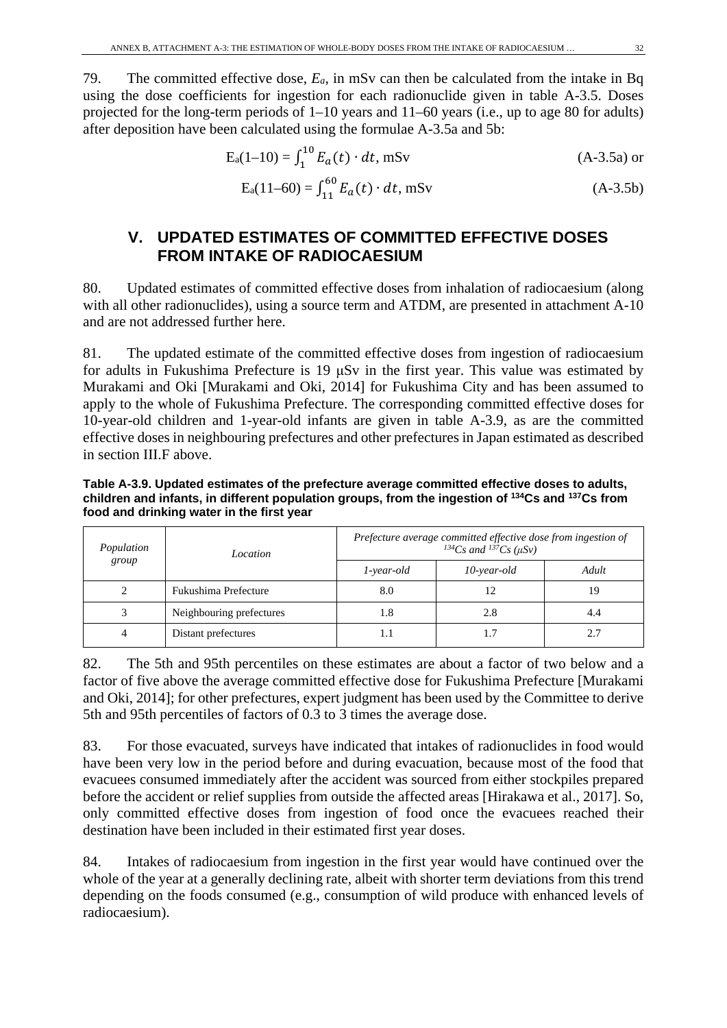79. The committed effective dose, $E_a$, in mSv can then be calculated from the intake in Bq using the dose coefficients for ingestion for each radionuclide given in table A-3.5. Doses projected for the long-term periods of 1–10 years and 11–60 years (i.e., up to age 80 for adults) after deposition have been calculated using the formulae A-3.5a and 5b:

$$E_a(1\text{–}10) = \int_1^{10} E_a(t) \cdot dt, \text{ mSv} \qquad \text{(A-3.5a) or}$$

$$E_a(11\text{–}60) = \int_{11}^{60} E_a(t) \cdot dt, \text{ mSv} \qquad \text{(A-3.5b)}$$

## V. UPDATED ESTIMATES OF COMMITTED EFFECTIVE DOSES FROM INTAKE OF RADIOCAESIUM

80. Updated estimates of committed effective doses from inhalation of radiocaesium (along with all other radionuclides), using a source term and ATDM, are presented in attachment A-10 and are not addressed further here.

81. The updated estimate of the committed effective doses from ingestion of radiocaesium for adults in Fukushima Prefecture is 19 μSv in the first year. This value was estimated by Murakami and Oki [Murakami and Oki, 2014] for Fukushima City and has been assumed to apply to the whole of Fukushima Prefecture. The corresponding committed effective doses for 10-year-old children and 1-year-old infants are given in table A-3.9, as are the committed effective doses in neighbouring prefectures and other prefectures in Japan estimated as described in section III.F above.

**Table A-3.9. Updated estimates of the prefecture average committed effective doses to adults, children and infants, in different population groups, from the ingestion of $^{134}$Cs and $^{137}$Cs from food and drinking water in the first year**

| *Population group* | *Location* | *Prefecture average committed effective dose from ingestion of $^{134}$Cs and $^{137}$Cs (μSv)* | | |
|---|---|---|---|---|
| | | *1-year-old* | *10-year-old* | *Adult* |
| 2 | Fukushima Prefecture | 8.0 | 12 | 19 |
| 3 | Neighbouring prefectures | 1.8 | 2.8 | 4.4 |
| 4 | Distant prefectures | 1.1 | 1.7 | 2.7 |

82. The 5th and 95th percentiles on these estimates are about a factor of two below and a factor of five above the average committed effective dose for Fukushima Prefecture [Murakami and Oki, 2014]; for other prefectures, expert judgment has been used by the Committee to derive 5th and 95th percentiles of factors of 0.3 to 3 times the average dose.

83. For those evacuated, surveys have indicated that intakes of radionuclides in food would have been very low in the period before and during evacuation, because most of the food that evacuees consumed immediately after the accident was sourced from either stockpiles prepared before the accident or relief supplies from outside the affected areas [Hirakawa et al., 2017]. So, only committed effective doses from ingestion of food once the evacuees reached their destination have been included in their estimated first year doses.

84. Intakes of radiocaesium from ingestion in the first year would have continued over the whole of the year at a generally declining rate, albeit with shorter term deviations from this trend depending on the foods consumed (e.g., consumption of wild produce with enhanced levels of radiocaesium).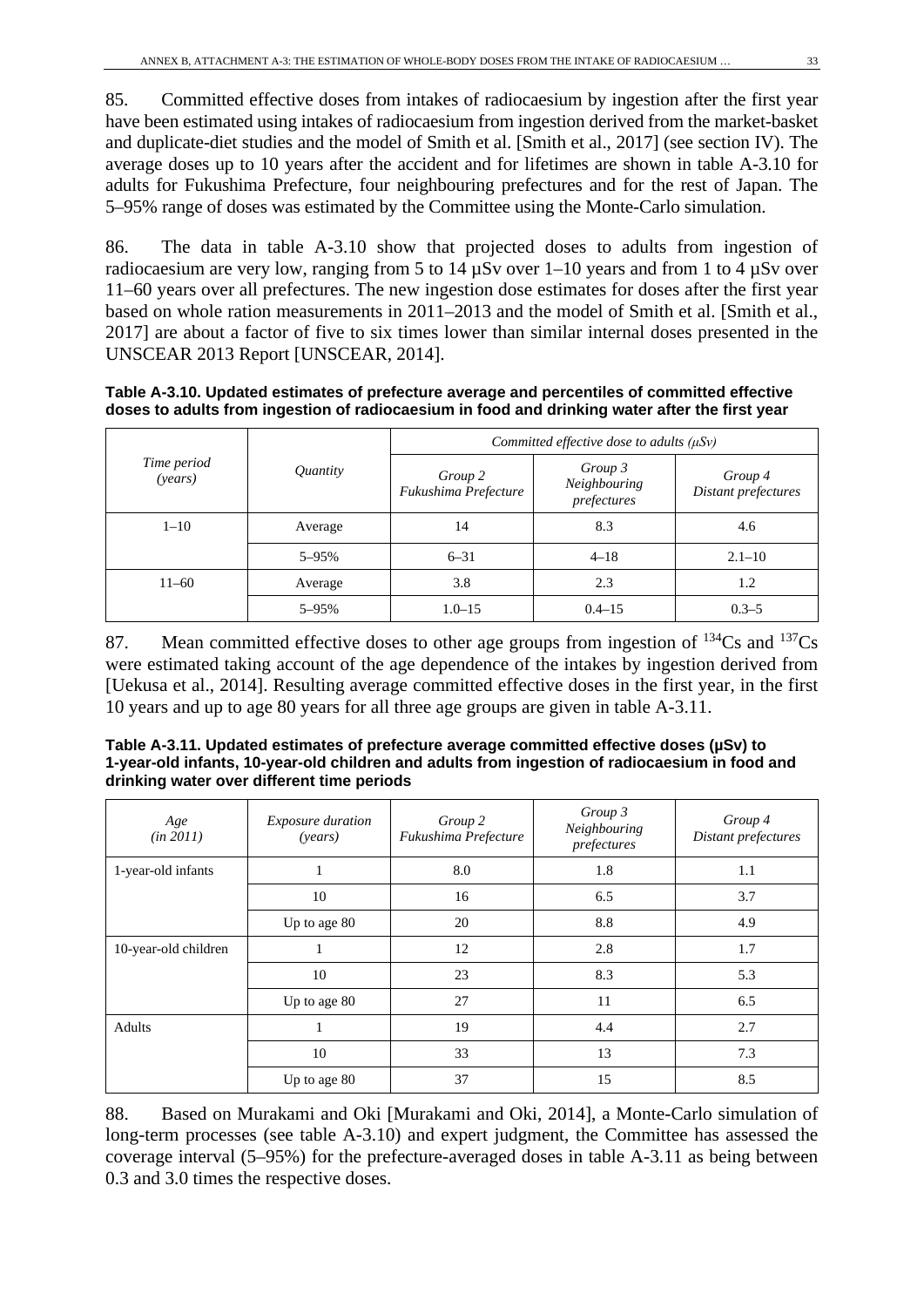85. Committed effective doses from intakes of radiocaesium by ingestion after the first year have been estimated using intakes of radiocaesium from ingestion derived from the market-basket and duplicate-diet studies and the model of Smith et al. [Smith et al., 2017] (see section IV). The average doses up to 10 years after the accident and for lifetimes are shown in table A-3.10 for adults for Fukushima Prefecture, four neighbouring prefectures and for the rest of Japan. The 5–95% range of doses was estimated by the Committee using the Monte-Carlo simulation.

86. The data in table A-3.10 show that projected doses to adults from ingestion of radiocaesium are very low, ranging from 5 to 14 µSv over 1–10 years and from 1 to 4 µSv over 11–60 years over all prefectures. The new ingestion dose estimates for doses after the first year based on whole ration measurements in 2011–2013 and the model of Smith et al. [Smith et al., 2017] are about a factor of five to six times lower than similar internal doses presented in the UNSCEAR 2013 Report [UNSCEAR, 2014].

**Table A-3.10. Updated estimates of prefecture average and percentiles of committed effective doses to adults from ingestion of radiocaesium in food and drinking water after the first year**

| *Time period (years)* | *Quantity* | *Committed effective dose to adults (µSv)* | | |
|---|---|---|---|---|
| | | *Group 2 Fukushima Prefecture* | *Group 3 Neighbouring prefectures* | *Group 4 Distant prefectures* |
| 1–10 | Average | 14 | 8.3 | 4.6 |
| | 5–95% | 6–31 | 4–18 | 2.1–10 |
| 11–60 | Average | 3.8 | 2.3 | 1.2 |
| | 5–95% | 1.0–15 | 0.4–15 | 0.3–5 |

87. Mean committed effective doses to other age groups from ingestion of $^{134}Cs$ and $^{137}Cs$ were estimated taking account of the age dependence of the intakes by ingestion derived from [Uekusa et al., 2014]. Resulting average committed effective doses in the first year, in the first 10 years and up to age 80 years for all three age groups are given in table A-3.11.

**Table A-3.11. Updated estimates of prefecture average committed effective doses (µSv) to 1-year-old infants, 10-year-old children and adults from ingestion of radiocaesium in food and drinking water over different time periods**

| *Age (in 2011)* | *Exposure duration (years)* | *Group 2 Fukushima Prefecture* | *Group 3 Neighbouring prefectures* | *Group 4 Distant prefectures* |
|---|---|---|---|---|
| 1-year-old infants | 1 | 8.0 | 1.8 | 1.1 |
| | 10 | 16 | 6.5 | 3.7 |
| | Up to age 80 | 20 | 8.8 | 4.9 |
| 10-year-old children | 1 | 12 | 2.8 | 1.7 |
| | 10 | 23 | 8.3 | 5.3 |
| | Up to age 80 | 27 | 11 | 6.5 |
| Adults | 1 | 19 | 4.4 | 2.7 |
| | 10 | 33 | 13 | 7.3 |
| | Up to age 80 | 37 | 15 | 8.5 |

88. Based on Murakami and Oki [Murakami and Oki, 2014], a Monte-Carlo simulation of long-term processes (see table A-3.10) and expert judgment, the Committee has assessed the coverage interval (5–95%) for the prefecture-averaged doses in table A-3.11 as being between 0.3 and 3.0 times the respective doses.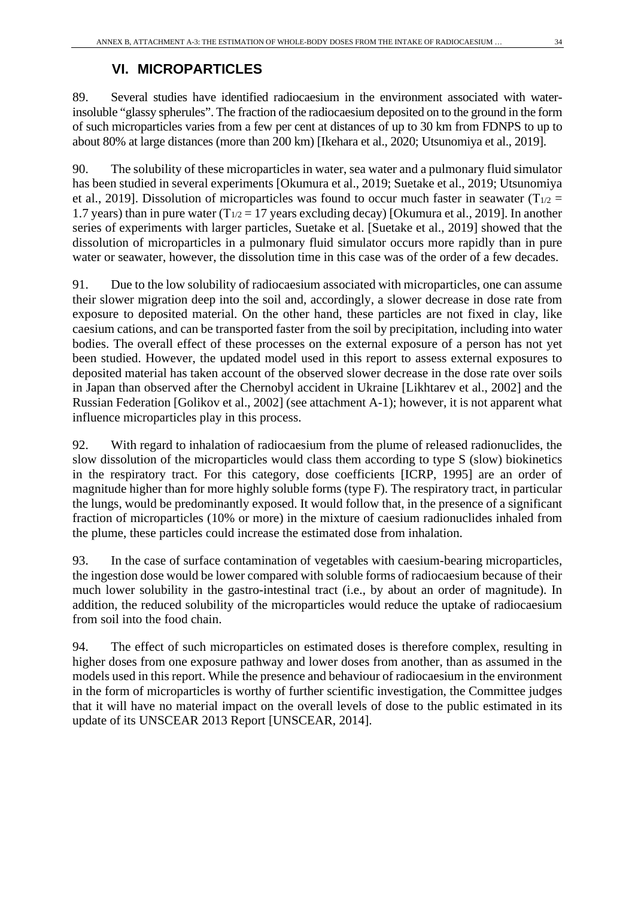## VI. MICROPARTICLES

89. Several studies have identified radiocaesium in the environment associated with water-insoluble “glassy spherules”. The fraction of the radiocaesium deposited on to the ground in the form of such microparticles varies from a few per cent at distances of up to 30 km from FDNPS to up to about 80% at large distances (more than 200 km) [Ikehara et al., 2020; Utsunomiya et al., 2019].

90. The solubility of these microparticles in water, sea water and a pulmonary fluid simulator has been studied in several experiments [Okumura et al., 2019; Suetake et al., 2019; Utsunomiya et al., 2019]. Dissolution of microparticles was found to occur much faster in seawater ($T_{1/2}$ = 1.7 years) than in pure water ($T_{1/2}$ = 17 years excluding decay) [Okumura et al., 2019]. In another series of experiments with larger particles, Suetake et al. [Suetake et al., 2019] showed that the dissolution of microparticles in a pulmonary fluid simulator occurs more rapidly than in pure water or seawater, however, the dissolution time in this case was of the order of a few decades.

91. Due to the low solubility of radiocaesium associated with microparticles, one can assume their slower migration deep into the soil and, accordingly, a slower decrease in dose rate from exposure to deposited material. On the other hand, these particles are not fixed in clay, like caesium cations, and can be transported faster from the soil by precipitation, including into water bodies. The overall effect of these processes on the external exposure of a person has not yet been studied. However, the updated model used in this report to assess external exposures to deposited material has taken account of the observed slower decrease in the dose rate over soils in Japan than observed after the Chernobyl accident in Ukraine [Likhtarev et al., 2002] and the Russian Federation [Golikov et al., 2002] (see attachment A-1); however, it is not apparent what influence microparticles play in this process.

92. With regard to inhalation of radiocaesium from the plume of released radionuclides, the slow dissolution of the microparticles would class them according to type S (slow) biokinetics in the respiratory tract. For this category, dose coefficients [ICRP, 1995] are an order of magnitude higher than for more highly soluble forms (type F). The respiratory tract, in particular the lungs, would be predominantly exposed. It would follow that, in the presence of a significant fraction of microparticles (10% or more) in the mixture of caesium radionuclides inhaled from the plume, these particles could increase the estimated dose from inhalation.

93. In the case of surface contamination of vegetables with caesium-bearing microparticles, the ingestion dose would be lower compared with soluble forms of radiocaesium because of their much lower solubility in the gastro-intestinal tract (i.e., by about an order of magnitude). In addition, the reduced solubility of the microparticles would reduce the uptake of radiocaesium from soil into the food chain.

94. The effect of such microparticles on estimated doses is therefore complex, resulting in higher doses from one exposure pathway and lower doses from another, than as assumed in the models used in this report. While the presence and behaviour of radiocaesium in the environment in the form of microparticles is worthy of further scientific investigation, the Committee judges that it will have no material impact on the overall levels of dose to the public estimated in its update of its UNSCEAR 2013 Report [UNSCEAR, 2014].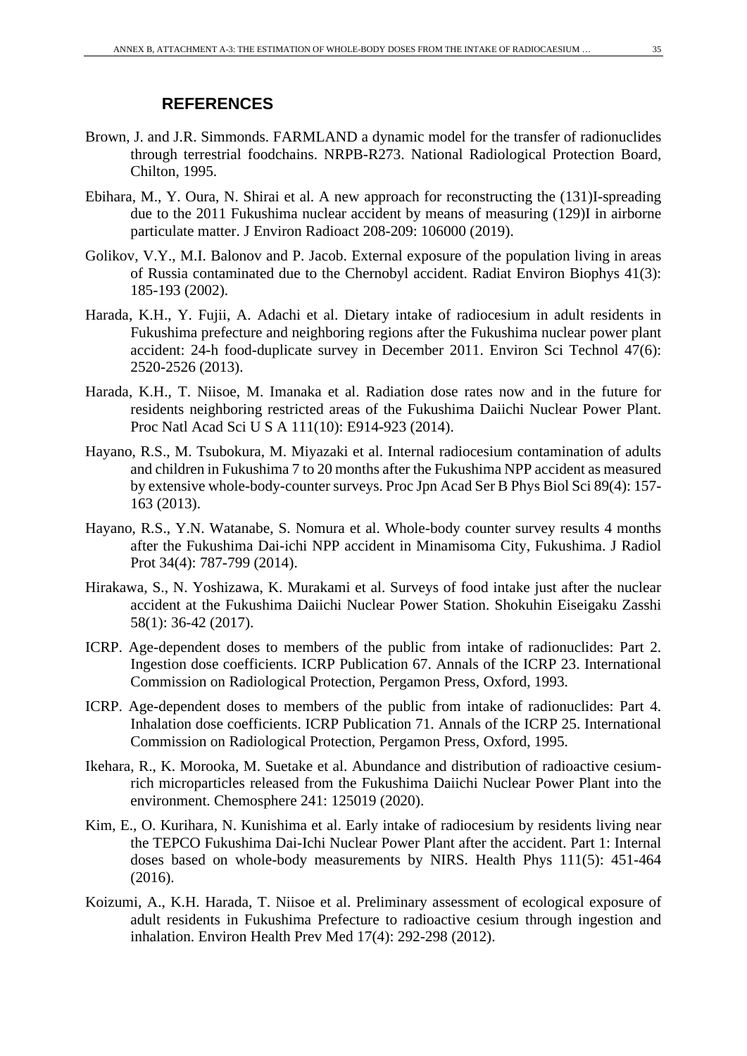## REFERENCES

Brown, J. and J.R. Simmonds. FARMLAND a dynamic model for the transfer of radionuclides through terrestrial foodchains. NRPB-R273. National Radiological Protection Board, Chilton, 1995.

Ebihara, M., Y. Oura, N. Shirai et al. A new approach for reconstructing the (131)I-spreading due to the 2011 Fukushima nuclear accident by means of measuring (129)I in airborne particulate matter. J Environ Radioact 208-209: 106000 (2019).

Golikov, V.Y., M.I. Balonov and P. Jacob. External exposure of the population living in areas of Russia contaminated due to the Chernobyl accident. Radiat Environ Biophys 41(3): 185-193 (2002).

Harada, K.H., Y. Fujii, A. Adachi et al. Dietary intake of radiocesium in adult residents in Fukushima prefecture and neighboring regions after the Fukushima nuclear power plant accident: 24-h food-duplicate survey in December 2011. Environ Sci Technol 47(6): 2520-2526 (2013).

Harada, K.H., T. Niisoe, M. Imanaka et al. Radiation dose rates now and in the future for residents neighboring restricted areas of the Fukushima Daiichi Nuclear Power Plant. Proc Natl Acad Sci U S A 111(10): E914-923 (2014).

Hayano, R.S., M. Tsubokura, M. Miyazaki et al. Internal radiocesium contamination of adults and children in Fukushima 7 to 20 months after the Fukushima NPP accident as measured by extensive whole-body-counter surveys. Proc Jpn Acad Ser B Phys Biol Sci 89(4): 157-163 (2013).

Hayano, R.S., Y.N. Watanabe, S. Nomura et al. Whole-body counter survey results 4 months after the Fukushima Dai-ichi NPP accident in Minamisoma City, Fukushima. J Radiol Prot 34(4): 787-799 (2014).

Hirakawa, S., N. Yoshizawa, K. Murakami et al. Surveys of food intake just after the nuclear accident at the Fukushima Daiichi Nuclear Power Station. Shokuhin Eiseigaku Zasshi 58(1): 36-42 (2017).

ICRP. Age-dependent doses to members of the public from intake of radionuclides: Part 2. Ingestion dose coefficients. ICRP Publication 67. Annals of the ICRP 23. International Commission on Radiological Protection, Pergamon Press, Oxford, 1993.

ICRP. Age-dependent doses to members of the public from intake of radionuclides: Part 4. Inhalation dose coefficients. ICRP Publication 71. Annals of the ICRP 25. International Commission on Radiological Protection, Pergamon Press, Oxford, 1995.

Ikehara, R., K. Morooka, M. Suetake et al. Abundance and distribution of radioactive cesium-rich microparticles released from the Fukushima Daiichi Nuclear Power Plant into the environment. Chemosphere 241: 125019 (2020).

Kim, E., O. Kurihara, N. Kunishima et al. Early intake of radiocesium by residents living near the TEPCO Fukushima Dai-Ichi Nuclear Power Plant after the accident. Part 1: Internal doses based on whole-body measurements by NIRS. Health Phys 111(5): 451-464 (2016).

Koizumi, A., K.H. Harada, T. Niisoe et al. Preliminary assessment of ecological exposure of adult residents in Fukushima Prefecture to radioactive cesium through ingestion and inhalation. Environ Health Prev Med 17(4): 292-298 (2012).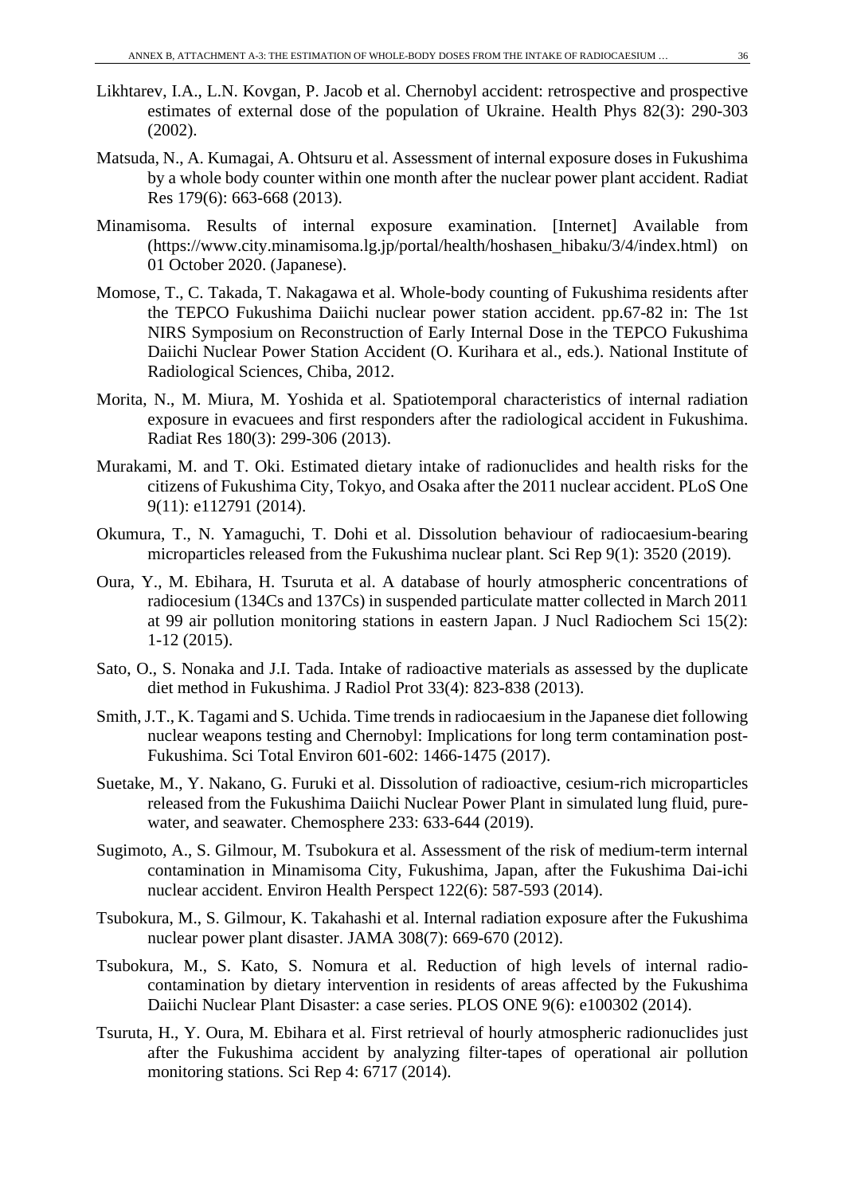Likhtarev, I.A., L.N. Kovgan, P. Jacob et al. Chernobyl accident: retrospective and prospective estimates of external dose of the population of Ukraine. Health Phys 82(3): 290-303 (2002).

Matsuda, N., A. Kumagai, A. Ohtsuru et al. Assessment of internal exposure doses in Fukushima by a whole body counter within one month after the nuclear power plant accident. Radiat Res 179(6): 663-668 (2013).

Minamisoma. Results of internal exposure examination. [Internet] Available from (https://www.city.minamisoma.lg.jp/portal/health/hoshasen_hibaku/3/4/index.html) on 01 October 2020. (Japanese).

Momose, T., C. Takada, T. Nakagawa et al. Whole-body counting of Fukushima residents after the TEPCO Fukushima Daiichi nuclear power station accident. pp.67-82 in: The 1st NIRS Symposium on Reconstruction of Early Internal Dose in the TEPCO Fukushima Daiichi Nuclear Power Station Accident (O. Kurihara et al., eds.). National Institute of Radiological Sciences, Chiba, 2012.

Morita, N., M. Miura, M. Yoshida et al. Spatiotemporal characteristics of internal radiation exposure in evacuees and first responders after the radiological accident in Fukushima. Radiat Res 180(3): 299-306 (2013).

Murakami, M. and T. Oki. Estimated dietary intake of radionuclides and health risks for the citizens of Fukushima City, Tokyo, and Osaka after the 2011 nuclear accident. PLoS One 9(11): e112791 (2014).

Okumura, T., N. Yamaguchi, T. Dohi et al. Dissolution behaviour of radiocaesium-bearing microparticles released from the Fukushima nuclear plant. Sci Rep 9(1): 3520 (2019).

Oura, Y., M. Ebihara, H. Tsuruta et al. A database of hourly atmospheric concentrations of radiocesium (134Cs and 137Cs) in suspended particulate matter collected in March 2011 at 99 air pollution monitoring stations in eastern Japan. J Nucl Radiochem Sci 15(2): 1-12 (2015).

Sato, O., S. Nonaka and J.I. Tada. Intake of radioactive materials as assessed by the duplicate diet method in Fukushima. J Radiol Prot 33(4): 823-838 (2013).

Smith, J.T., K. Tagami and S. Uchida. Time trends in radiocaesium in the Japanese diet following nuclear weapons testing and Chernobyl: Implications for long term contamination post-Fukushima. Sci Total Environ 601-602: 1466-1475 (2017).

Suetake, M., Y. Nakano, G. Furuki et al. Dissolution of radioactive, cesium-rich microparticles released from the Fukushima Daiichi Nuclear Power Plant in simulated lung fluid, pure-water, and seawater. Chemosphere 233: 633-644 (2019).

Sugimoto, A., S. Gilmour, M. Tsubokura et al. Assessment of the risk of medium-term internal contamination in Minamisoma City, Fukushima, Japan, after the Fukushima Dai-ichi nuclear accident. Environ Health Perspect 122(6): 587-593 (2014).

Tsubokura, M., S. Gilmour, K. Takahashi et al. Internal radiation exposure after the Fukushima nuclear power plant disaster. JAMA 308(7): 669-670 (2012).

Tsubokura, M., S. Kato, S. Nomura et al. Reduction of high levels of internal radio-contamination by dietary intervention in residents of areas affected by the Fukushima Daiichi Nuclear Plant Disaster: a case series. PLOS ONE 9(6): e100302 (2014).

Tsuruta, H., Y. Oura, M. Ebihara et al. First retrieval of hourly atmospheric radionuclides just after the Fukushima accident by analyzing filter-tapes of operational air pollution monitoring stations. Sci Rep 4: 6717 (2014).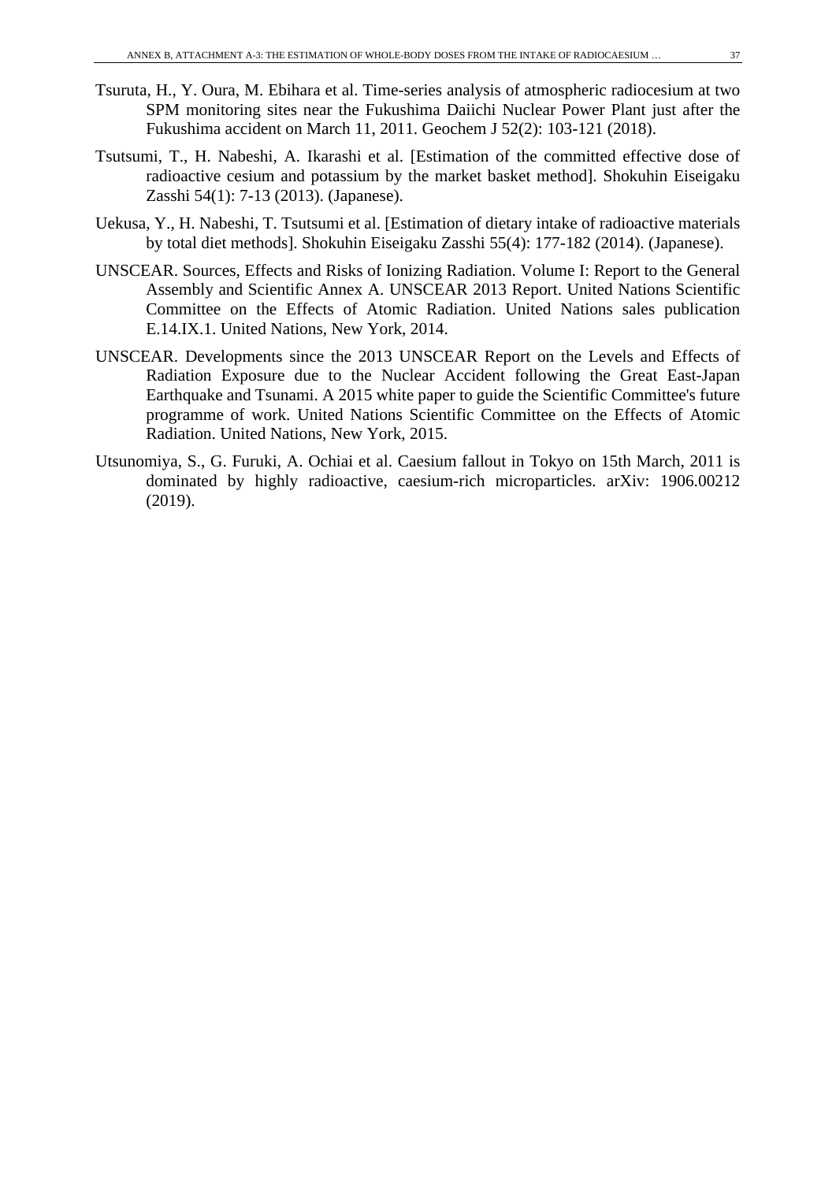Tsuruta, H., Y. Oura, M. Ebihara et al. Time-series analysis of atmospheric radiocesium at two SPM monitoring sites near the Fukushima Daiichi Nuclear Power Plant just after the Fukushima accident on March 11, 2011. Geochem J 52(2): 103-121 (2018).

Tsutsumi, T., H. Nabeshi, A. Ikarashi et al. [Estimation of the committed effective dose of radioactive cesium and potassium by the market basket method]. Shokuhin Eiseigaku Zasshi 54(1): 7-13 (2013). (Japanese).

Uekusa, Y., H. Nabeshi, T. Tsutsumi et al. [Estimation of dietary intake of radioactive materials by total diet methods]. Shokuhin Eiseigaku Zasshi 55(4): 177-182 (2014). (Japanese).

UNSCEAR. Sources, Effects and Risks of Ionizing Radiation. Volume I: Report to the General Assembly and Scientific Annex A. UNSCEAR 2013 Report. United Nations Scientific Committee on the Effects of Atomic Radiation. United Nations sales publication E.14.IX.1. United Nations, New York, 2014.

UNSCEAR. Developments since the 2013 UNSCEAR Report on the Levels and Effects of Radiation Exposure due to the Nuclear Accident following the Great East-Japan Earthquake and Tsunami. A 2015 white paper to guide the Scientific Committee's future programme of work. United Nations Scientific Committee on the Effects of Atomic Radiation. United Nations, New York, 2015.

Utsunomiya, S., G. Furuki, A. Ochiai et al. Caesium fallout in Tokyo on 15th March, 2011 is dominated by highly radioactive, caesium-rich microparticles. arXiv: 1906.00212 (2019).